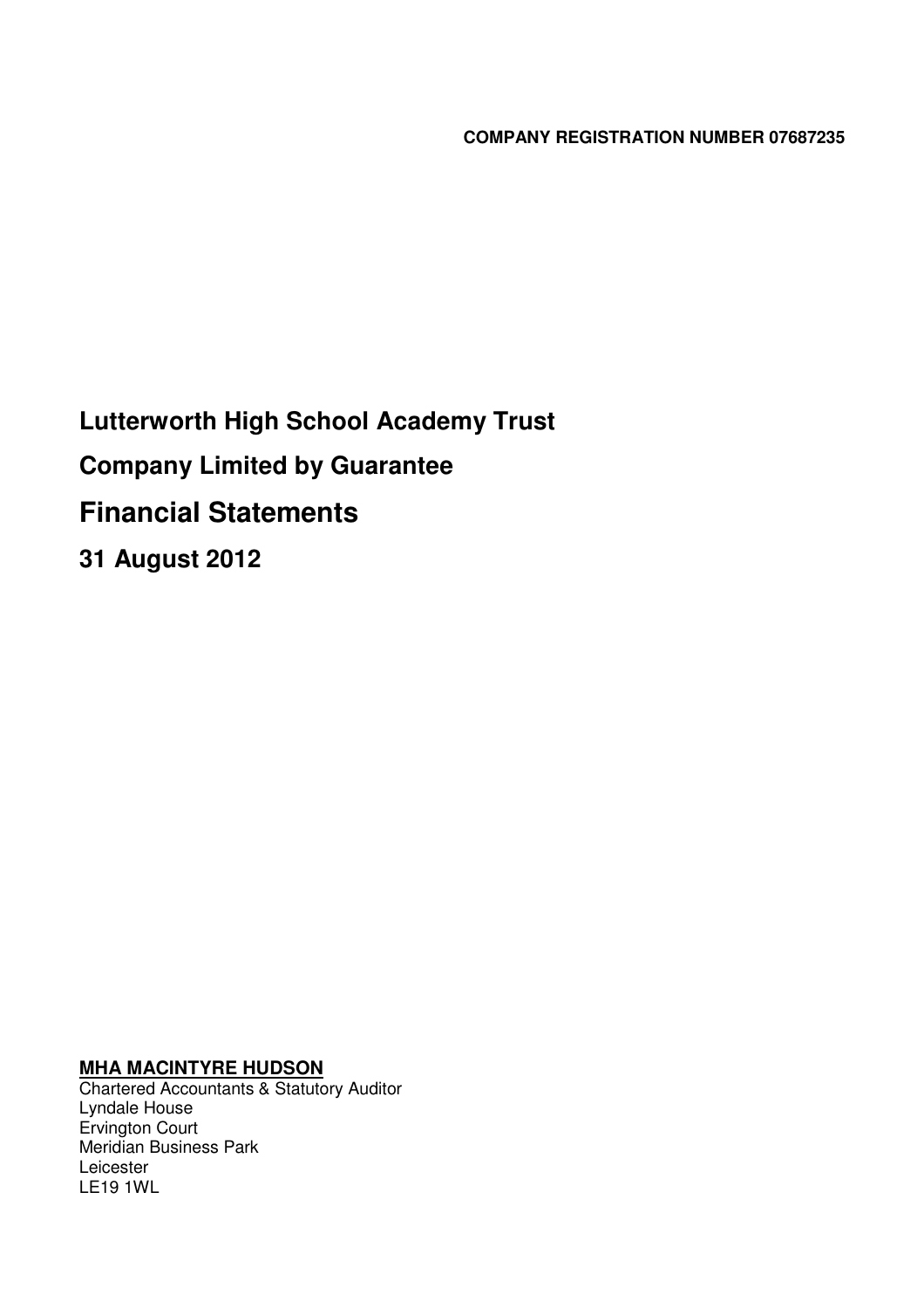**COMPANY REGISTRATION NUMBER 07687235**

# Lutterworth High School Academy Trust

## Company Limited by Guarantee

# Financial Statements

## 31 August 2012

**MHA MACINTYRE HUDSON**
Chartered Accountants & Statutory Auditor
Lyndale House
Ervington Court
Meridian Business Park
Leicester
LE19 1WL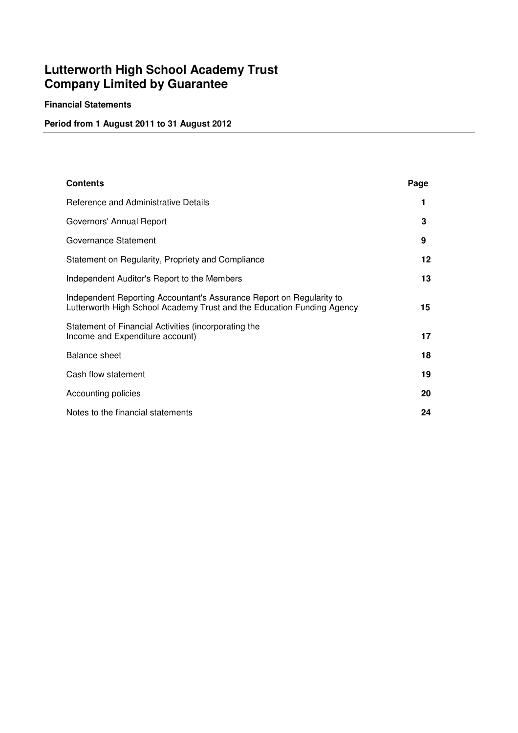# Lutterworth High School Academy Trust
# Company Limited by Guarantee

**Financial Statements**

**Period from 1 August 2011 to 31 August 2012**

| Contents | Page |
|---|---|
| Reference and Administrative Details | 1 |
| Governors' Annual Report | 3 |
| Governance Statement | 9 |
| Statement on Regularity, Propriety and Compliance | 12 |
| Independent Auditor's Report to the Members | 13 |
| Independent Reporting Accountant's Assurance Report on Regularity to Lutterworth High School Academy Trust and the Education Funding Agency | 15 |
| Statement of Financial Activities (incorporating the Income and Expenditure account) | 17 |
| Balance sheet | 18 |
| Cash flow statement | 19 |
| Accounting policies | 20 |
| Notes to the financial statements | 24 |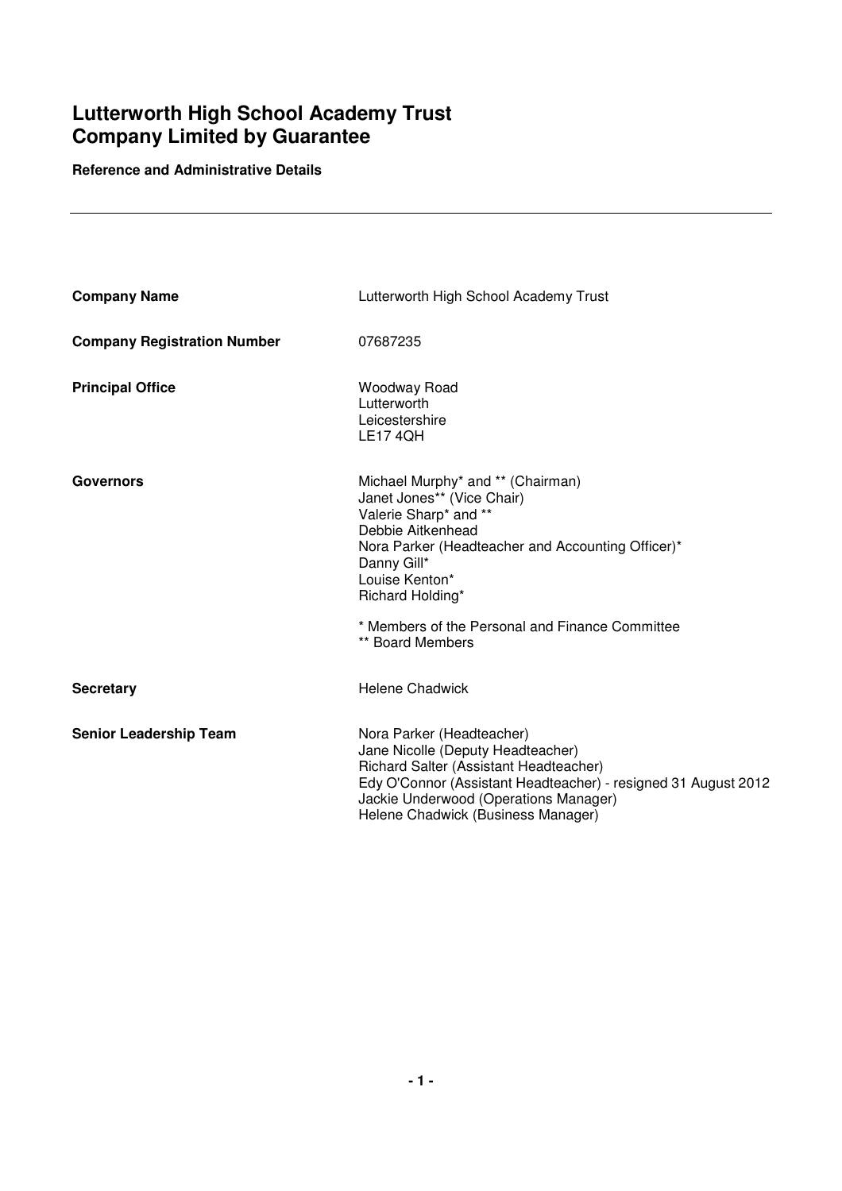# Lutterworth High School Academy Trust
# Company Limited by Guarantee

**Reference and Administrative Details**

---

| | |
|---|---|
| **Company Name** | Lutterworth High School Academy Trust |
| **Company Registration Number** | 07687235 |
| **Principal Office** | Woodway Road<br>Lutterworth<br>Leicestershire<br>LE17 4QH |
| **Governors** | Michael Murphy* and ** (Chairman)<br>Janet Jones** (Vice Chair)<br>Valerie Sharp* and **<br>Debbie Aitkenhead<br>Nora Parker (Headteacher and Accounting Officer)*<br>Danny Gill*<br>Louise Kenton*<br>Richard Holding*<br><br>* Members of the Personal and Finance Committee<br>** Board Members |
| **Secretary** | Helene Chadwick |
| **Senior Leadership Team** | Nora Parker (Headteacher)<br>Jane Nicolle (Deputy Headteacher)<br>Richard Salter (Assistant Headteacher)<br>Edy O'Connor (Assistant Headteacher) - resigned 31 August 2012<br>Jackie Underwood (Operations Manager)<br>Helene Chadwick (Business Manager) |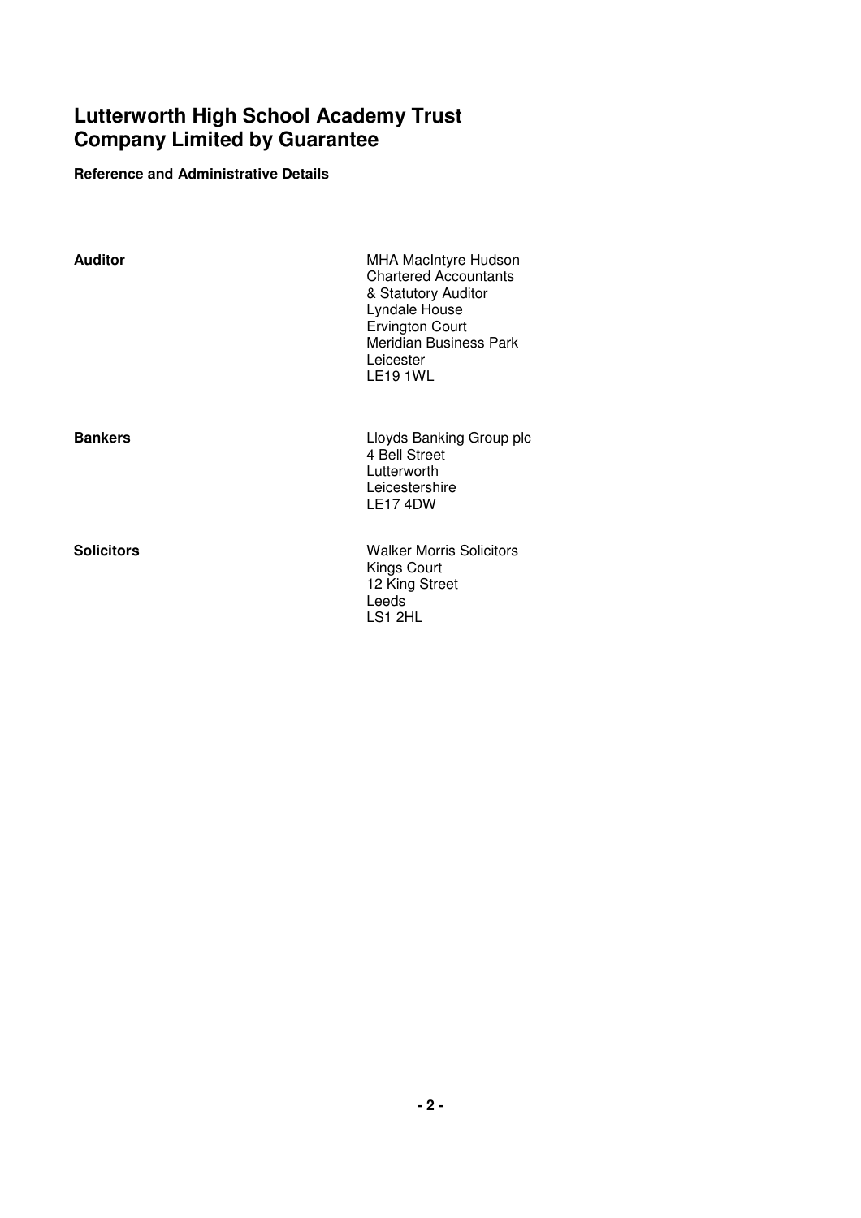# Lutterworth High School Academy Trust
# Company Limited by Guarantee

**Reference and Administrative Details**

---

| | |
|---|---|
| **Auditor** | MHA MacIntyre Hudson<br>Chartered Accountants<br>& Statutory Auditor<br>Lyndale House<br>Ervington Court<br>Meridian Business Park<br>Leicester<br>LE19 1WL |
| **Bankers** | Lloyds Banking Group plc<br>4 Bell Street<br>Lutterworth<br>Leicestershire<br>LE17 4DW |
| **Solicitors** | Walker Morris Solicitors<br>Kings Court<br>12 King Street<br>Leeds<br>LS1 2HL |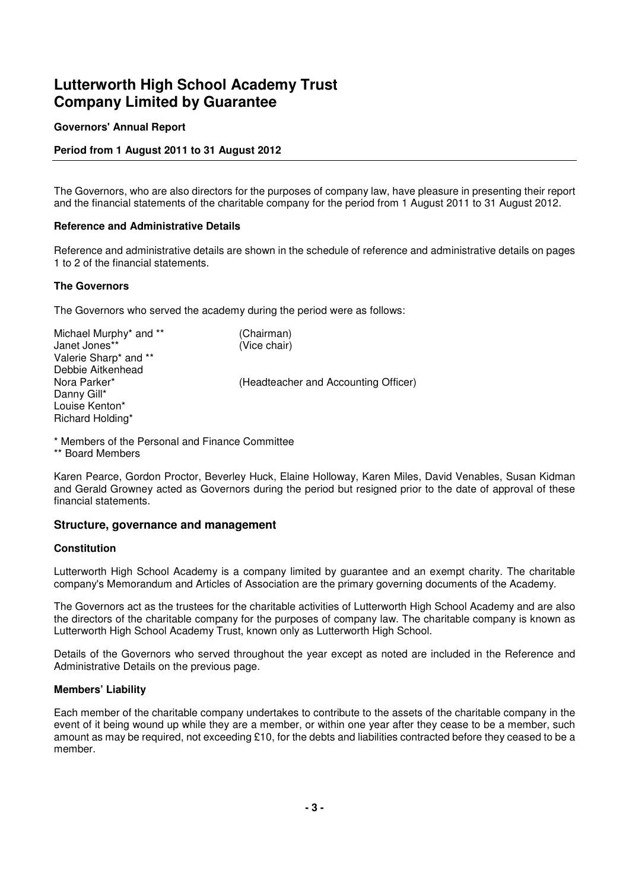# Lutterworth High School Academy Trust
# Company Limited by Guarantee

**Governors' Annual Report**

**Period from 1 August 2011 to 31 August 2012**

The Governors, who are also directors for the purposes of company law, have pleasure in presenting their report and the financial statements of the charitable company for the period from 1 August 2011 to 31 August 2012.

### Reference and Administrative Details

Reference and administrative details are shown in the schedule of reference and administrative details on pages 1 to 2 of the financial statements.

### The Governors

The Governors who served the academy during the period were as follows:

| | |
|---|---|
| Michael Murphy* and ** | (Chairman) |
| Janet Jones** | (Vice chair) |
| Valerie Sharp* and ** | |
| Debbie Aitkenhead | |
| Nora Parker* | (Headteacher and Accounting Officer) |
| Danny Gill* | |
| Louise Kenton* | |
| Richard Holding* | |

\* Members of the Personal and Finance Committee
\** Board Members

Karen Pearce, Gordon Proctor, Beverley Huck, Elaine Holloway, Karen Miles, David Venables, Susan Kidman and Gerald Growney acted as Governors during the period but resigned prior to the date of approval of these financial statements.

## Structure, governance and management

### Constitution

Lutterworth High School Academy is a company limited by guarantee and an exempt charity. The charitable company's Memorandum and Articles of Association are the primary governing documents of the Academy.

The Governors act as the trustees for the charitable activities of Lutterworth High School Academy and are also the directors of the charitable company for the purposes of company law. The charitable company is known as Lutterworth High School Academy Trust, known only as Lutterworth High School.

Details of the Governors who served throughout the year except as noted are included in the Reference and Administrative Details on the previous page.

### Members' Liability

Each member of the charitable company undertakes to contribute to the assets of the charitable company in the event of it being wound up while they are a member, or within one year after they cease to be a member, such amount as may be required, not exceeding £10, for the debts and liabilities contracted before they ceased to be a member.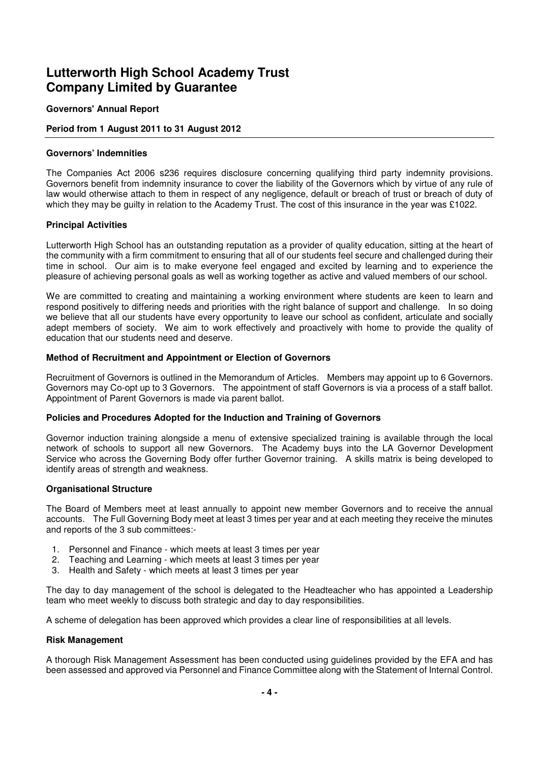# Lutterworth High School Academy Trust
# Company Limited by Guarantee

**Governors' Annual Report**

**Period from 1 August 2011 to 31 August 2012**

### Governors' Indemnities

The Companies Act 2006 s236 requires disclosure concerning qualifying third party indemnity provisions. Governors benefit from indemnity insurance to cover the liability of the Governors which by virtue of any rule of law would otherwise attach to them in respect of any negligence, default or breach of trust or breach of duty of which they may be guilty in relation to the Academy Trust. The cost of this insurance in the year was £1022.

### Principal Activities

Lutterworth High School has an outstanding reputation as a provider of quality education, sitting at the heart of the community with a firm commitment to ensuring that all of our students feel secure and challenged during their time in school. Our aim is to make everyone feel engaged and excited by learning and to experience the pleasure of achieving personal goals as well as working together as active and valued members of our school.

We are committed to creating and maintaining a working environment where students are keen to learn and respond positively to differing needs and priorities with the right balance of support and challenge. In so doing we believe that all our students have every opportunity to leave our school as confident, articulate and socially adept members of society. We aim to work effectively and proactively with home to provide the quality of education that our students need and deserve.

### Method of Recruitment and Appointment or Election of Governors

Recruitment of Governors is outlined in the Memorandum of Articles. Members may appoint up to 6 Governors. Governors may Co-opt up to 3 Governors. The appointment of staff Governors is via a process of a staff ballot. Appointment of Parent Governors is made via parent ballot.

### Policies and Procedures Adopted for the Induction and Training of Governors

Governor induction training alongside a menu of extensive specialized training is available through the local network of schools to support all new Governors. The Academy buys into the LA Governor Development Service who across the Governing Body offer further Governor training. A skills matrix is being developed to identify areas of strength and weakness.

### Organisational Structure

The Board of Members meet at least annually to appoint new member Governors and to receive the annual accounts. The Full Governing Body meet at least 3 times per year and at each meeting they receive the minutes and reports of the 3 sub committees:-

1. Personnel and Finance - which meets at least 3 times per year
2. Teaching and Learning - which meets at least 3 times per year
3. Health and Safety - which meets at least 3 times per year

The day to day management of the school is delegated to the Headteacher who has appointed a Leadership team who meet weekly to discuss both strategic and day to day responsibilities.

A scheme of delegation has been approved which provides a clear line of responsibilities at all levels.

### Risk Management

A thorough Risk Management Assessment has been conducted using guidelines provided by the EFA and has been assessed and approved via Personnel and Finance Committee along with the Statement of Internal Control.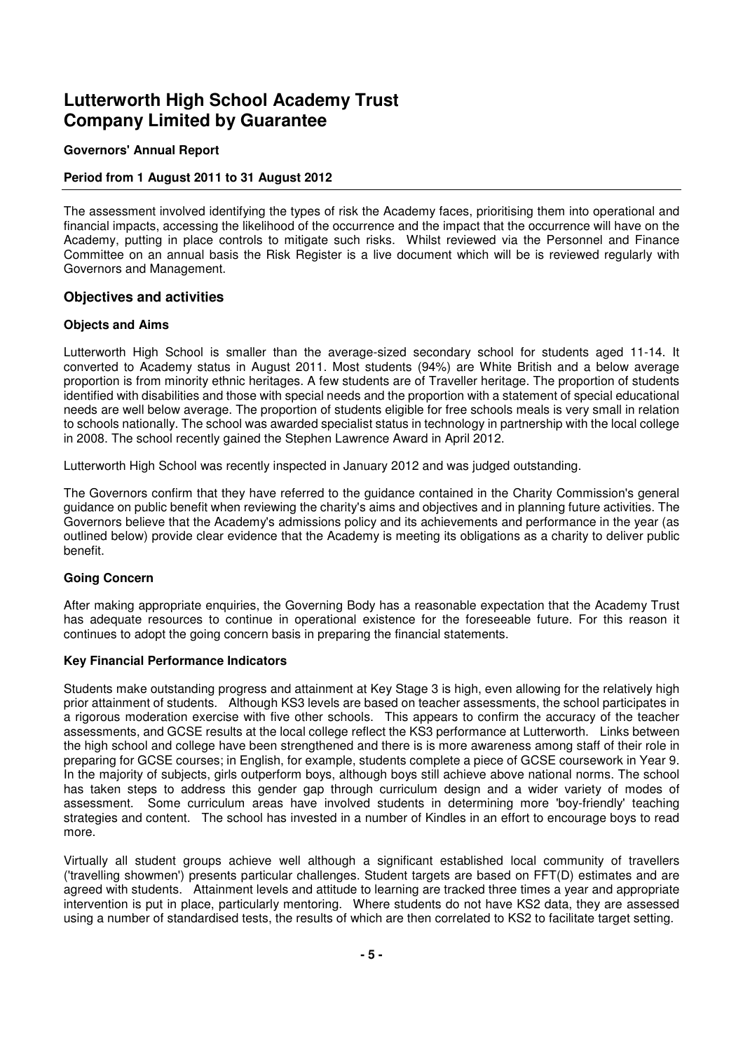The assessment involved identifying the types of risk the Academy faces, prioritising them into operational and financial impacts, accessing the likelihood of the occurrence and the impact that the occurrence will have on the Academy, putting in place controls to mitigate such risks. Whilst reviewed via the Personnel and Finance Committee on an annual basis the Risk Register is a live document which will be is reviewed regularly with Governors and Management.

## Objectives and activities

### Objects and Aims

Lutterworth High School is smaller than the average-sized secondary school for students aged 11-14. It converted to Academy status in August 2011. Most students (94%) are White British and a below average proportion is from minority ethnic heritages. A few students are of Traveller heritage. The proportion of students identified with disabilities and those with special needs and the proportion with a statement of special educational needs are well below average. The proportion of students eligible for free schools meals is very small in relation to schools nationally. The school was awarded specialist status in technology in partnership with the local college in 2008. The school recently gained the Stephen Lawrence Award in April 2012.

Lutterworth High School was recently inspected in January 2012 and was judged outstanding.

The Governors confirm that they have referred to the guidance contained in the Charity Commission's general guidance on public benefit when reviewing the charity's aims and objectives and in planning future activities. The Governors believe that the Academy's admissions policy and its achievements and performance in the year (as outlined below) provide clear evidence that the Academy is meeting its obligations as a charity to deliver public benefit.

### Going Concern

After making appropriate enquiries, the Governing Body has a reasonable expectation that the Academy Trust has adequate resources to continue in operational existence for the foreseeable future. For this reason it continues to adopt the going concern basis in preparing the financial statements.

### Key Financial Performance Indicators

Students make outstanding progress and attainment at Key Stage 3 is high, even allowing for the relatively high prior attainment of students. Although KS3 levels are based on teacher assessments, the school participates in a rigorous moderation exercise with five other schools. This appears to confirm the accuracy of the teacher assessments, and GCSE results at the local college reflect the KS3 performance at Lutterworth. Links between the high school and college have been strengthened and there is is more awareness among staff of their role in preparing for GCSE courses; in English, for example, students complete a piece of GCSE coursework in Year 9. In the majority of subjects, girls outperform boys, although boys still achieve above national norms. The school has taken steps to address this gender gap through curriculum design and a wider variety of modes of assessment. Some curriculum areas have involved students in determining more 'boy-friendly' teaching strategies and content. The school has invested in a number of Kindles in an effort to encourage boys to read more.

Virtually all student groups achieve well although a significant established local community of travellers ('travelling showmen') presents particular challenges. Student targets are based on FFT(D) estimates and are agreed with students. Attainment levels and attitude to learning are tracked three times a year and appropriate intervention is put in place, particularly mentoring. Where students do not have KS2 data, they are assessed using a number of standardised tests, the results of which are then correlated to KS2 to facilitate target setting.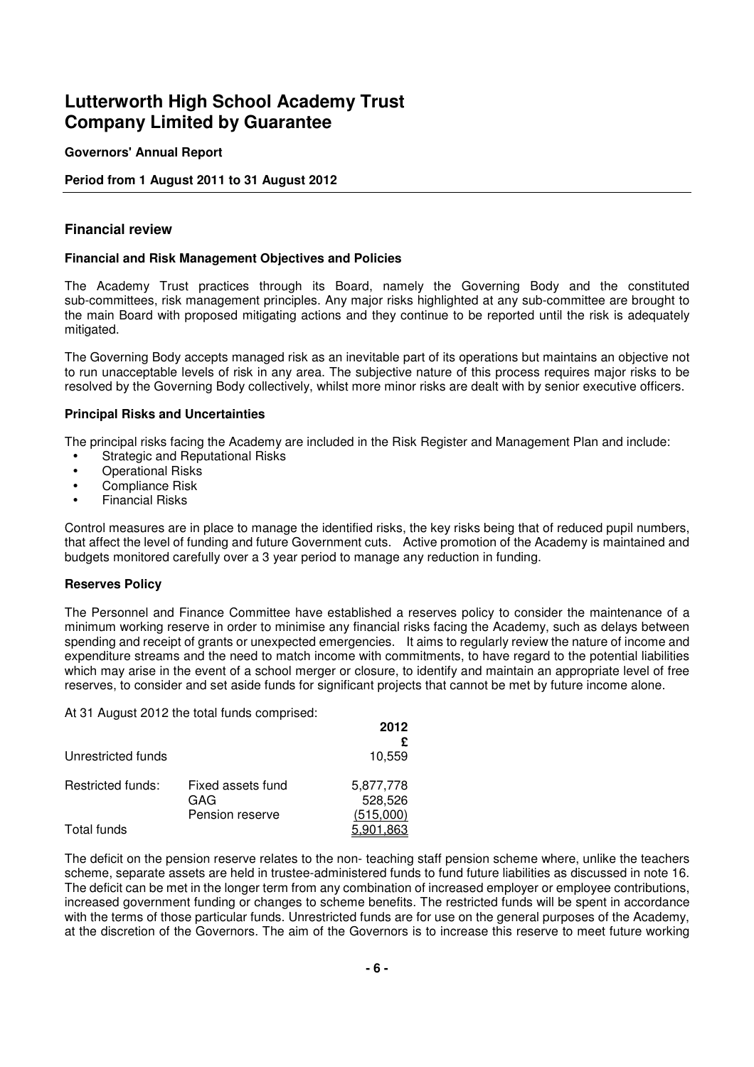# Lutterworth High School Academy Trust
# Company Limited by Guarantee

**Governors' Annual Report**

**Period from 1 August 2011 to 31 August 2012**

## Financial review

### Financial and Risk Management Objectives and Policies

The Academy Trust practices through its Board, namely the Governing Body and the constituted sub-committees, risk management principles. Any major risks highlighted at any sub-committee are brought to the main Board with proposed mitigating actions and they continue to be reported until the risk is adequately mitigated.

The Governing Body accepts managed risk as an inevitable part of its operations but maintains an objective not to run unacceptable levels of risk in any area. The subjective nature of this process requires major risks to be resolved by the Governing Body collectively, whilst more minor risks are dealt with by senior executive officers.

### Principal Risks and Uncertainties

The principal risks facing the Academy are included in the Risk Register and Management Plan and include:

- Strategic and Reputational Risks
- Operational Risks
- Compliance Risk
- Financial Risks

Control measures are in place to manage the identified risks, the key risks being that of reduced pupil numbers, that affect the level of funding and future Government cuts. Active promotion of the Academy is maintained and budgets monitored carefully over a 3 year period to manage any reduction in funding.

### Reserves Policy

The Personnel and Finance Committee have established a reserves policy to consider the maintenance of a minimum working reserve in order to minimise any financial risks facing the Academy, such as delays between spending and receipt of grants or unexpected emergencies. It aims to regularly review the nature of income and expenditure streams and the need to match income with commitments, to have regard to the potential liabilities which may arise in the event of a school merger or closure, to identify and maintain an appropriate level of free reserves, to consider and set aside funds for significant projects that cannot be met by future income alone.

At 31 August 2012 the total funds comprised:

| | | 2012 |
|---|---|---|
| | | £ |
| Unrestricted funds | | 10,559 |
| Restricted funds: | Fixed assets fund | 5,877,778 |
| | GAG | 528,526 |
| | Pension reserve | (515,000) |
| Total funds | | 5,901,863 |

The deficit on the pension reserve relates to the non- teaching staff pension scheme where, unlike the teachers scheme, separate assets are held in trustee-administered funds to fund future liabilities as discussed in note 16. The deficit can be met in the longer term from any combination of increased employer or employee contributions, increased government funding or changes to scheme benefits. The restricted funds will be spent in accordance with the terms of those particular funds. Unrestricted funds are for use on the general purposes of the Academy, at the discretion of the Governors. The aim of the Governors is to increase this reserve to meet future working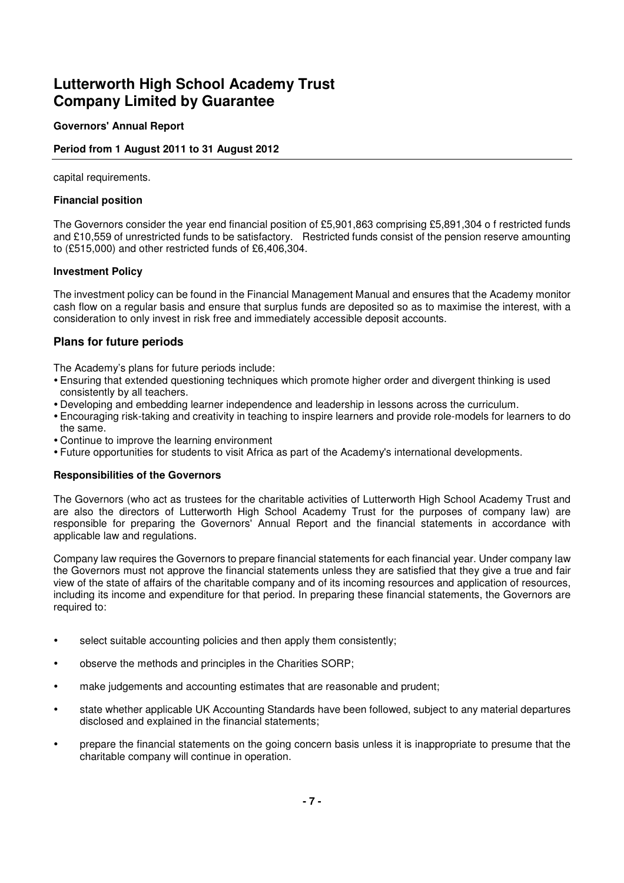capital requirements.

**Financial position**

The Governors consider the year end financial position of £5,901,863 comprising £5,891,304 o f restricted funds and £10,559 of unrestricted funds to be satisfactory. Restricted funds consist of the pension reserve amounting to (£515,000) and other restricted funds of £6,406,304.

**Investment Policy**

The investment policy can be found in the Financial Management Manual and ensures that the Academy monitor cash flow on a regular basis and ensure that surplus funds are deposited so as to maximise the interest, with a consideration to only invest in risk free and immediately accessible deposit accounts.

## Plans for future periods

The Academy's plans for future periods include:

- Ensuring that extended questioning techniques which promote higher order and divergent thinking is used consistently by all teachers.
- Developing and embedding learner independence and leadership in lessons across the curriculum.
- Encouraging risk-taking and creativity in teaching to inspire learners and provide role-models for learners to do the same.
- Continue to improve the learning environment
- Future opportunities for students to visit Africa as part of the Academy's international developments.

**Responsibilities of the Governors**

The Governors (who act as trustees for the charitable activities of Lutterworth High School Academy Trust and are also the directors of Lutterworth High School Academy Trust for the purposes of company law) are responsible for preparing the Governors' Annual Report and the financial statements in accordance with applicable law and regulations.

Company law requires the Governors to prepare financial statements for each financial year. Under company law the Governors must not approve the financial statements unless they are satisfied that they give a true and fair view of the state of affairs of the charitable company and of its incoming resources and application of resources, including its income and expenditure for that period. In preparing these financial statements, the Governors are required to:

- select suitable accounting policies and then apply them consistently;
- observe the methods and principles in the Charities SORP;
- make judgements and accounting estimates that are reasonable and prudent;
- state whether applicable UK Accounting Standards have been followed, subject to any material departures disclosed and explained in the financial statements;
- prepare the financial statements on the going concern basis unless it is inappropriate to presume that the charitable company will continue in operation.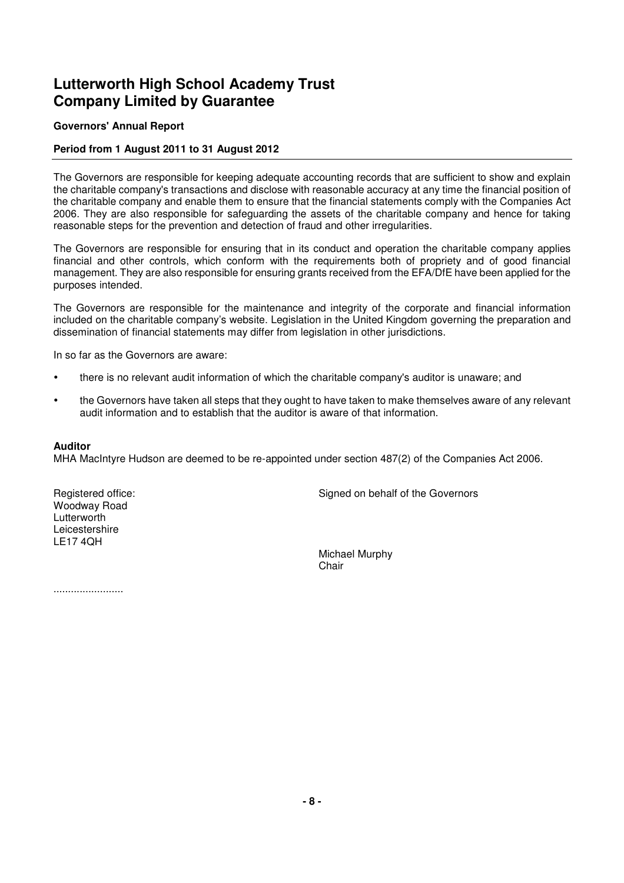# Lutterworth High School Academy Trust
# Company Limited by Guarantee

**Governors' Annual Report**

**Period from 1 August 2011 to 31 August 2012**

The Governors are responsible for keeping adequate accounting records that are sufficient to show and explain the charitable company's transactions and disclose with reasonable accuracy at any time the financial position of the charitable company and enable them to ensure that the financial statements comply with the Companies Act 2006. They are also responsible for safeguarding the assets of the charitable company and hence for taking reasonable steps for the prevention and detection of fraud and other irregularities.

The Governors are responsible for ensuring that in its conduct and operation the charitable company applies financial and other controls, which conform with the requirements both of propriety and of good financial management. They are also responsible for ensuring grants received from the EFA/DfE have been applied for the purposes intended.

The Governors are responsible for the maintenance and integrity of the corporate and financial information included on the charitable company's website. Legislation in the United Kingdom governing the preparation and dissemination of financial statements may differ from legislation in other jurisdictions.

In so far as the Governors are aware:

- there is no relevant audit information of which the charitable company's auditor is unaware; and
- the Governors have taken all steps that they ought to have taken to make themselves aware of any relevant audit information and to establish that the auditor is aware of that information.

**Auditor**
MHA MacIntyre Hudson are deemed to be re-appointed under section 487(2) of the Companies Act 2006.

Registered office:
Woodway Road
Lutterworth
Leicestershire
LE17 4QH

Signed on behalf of the Governors

Michael Murphy
Chair

........................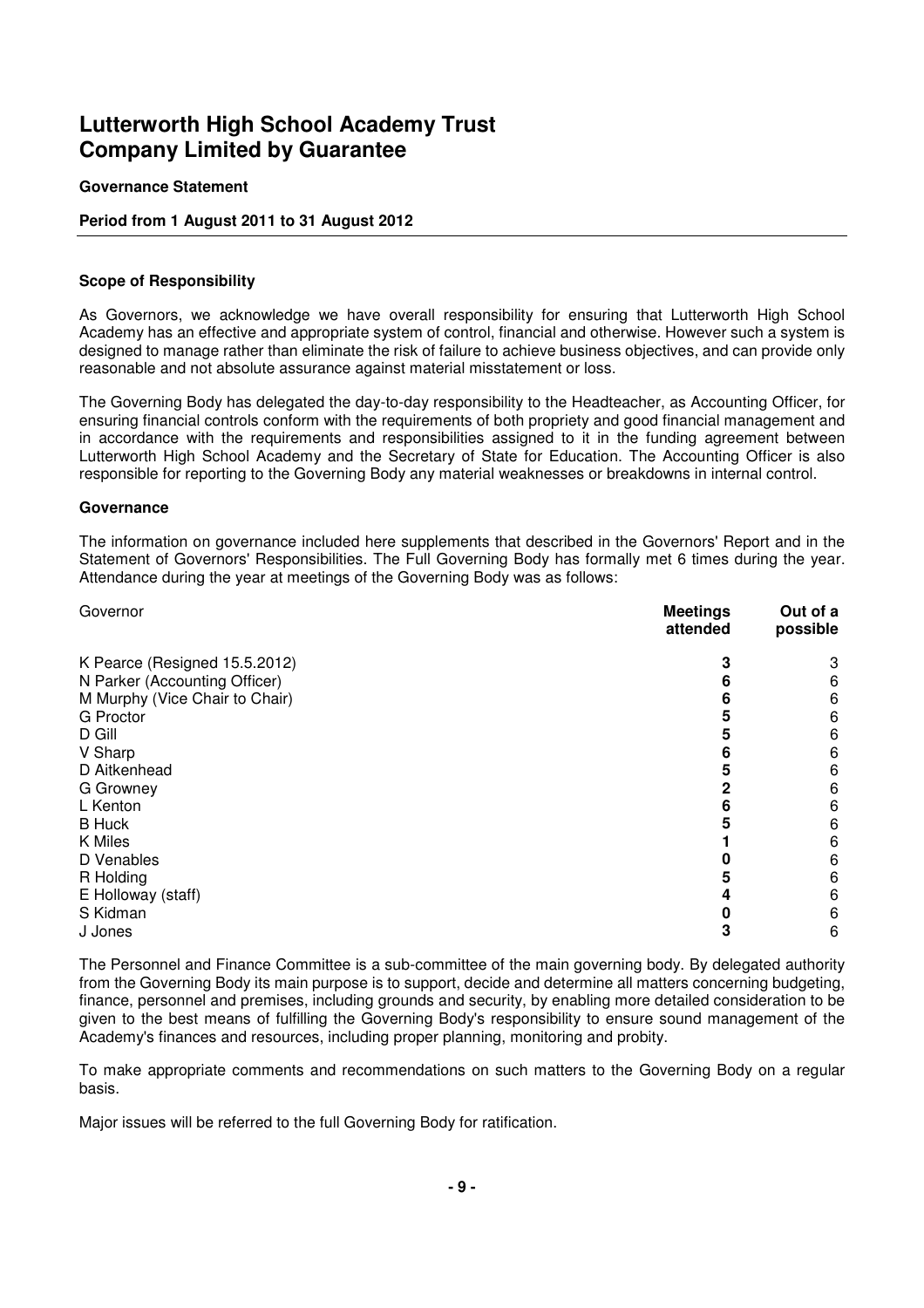# Lutterworth High School Academy Trust Company Limited by Guarantee

**Governance Statement**

**Period from 1 August 2011 to 31 August 2012**

## Scope of Responsibility

As Governors, we acknowledge we have overall responsibility for ensuring that Lutterworth High School Academy has an effective and appropriate system of control, financial and otherwise. However such a system is designed to manage rather than eliminate the risk of failure to achieve business objectives, and can provide only reasonable and not absolute assurance against material misstatement or loss.

The Governing Body has delegated the day-to-day responsibility to the Headteacher, as Accounting Officer, for ensuring financial controls conform with the requirements of both propriety and good financial management and in accordance with the requirements and responsibilities assigned to it in the funding agreement between Lutterworth High School Academy and the Secretary of State for Education. The Accounting Officer is also responsible for reporting to the Governing Body any material weaknesses or breakdowns in internal control.

## Governance

The information on governance included here supplements that described in the Governors' Report and in the Statement of Governors' Responsibilities. The Full Governing Body has formally met 6 times during the year. Attendance during the year at meetings of the Governing Body was as follows:

| Governor | **Meetings attended** | **Out of a possible** |
|---|---|---|
| K Pearce (Resigned 15.5.2012) | **3** | 3 |
| N Parker (Accounting Officer) | **6** | 6 |
| M Murphy (Vice Chair to Chair) | **6** | 6 |
| G Proctor | **5** | 6 |
| D Gill | **5** | 6 |
| V Sharp | **6** | 6 |
| D Aitkenhead | **5** | 6 |
| G Growney | **2** | 6 |
| L Kenton | **6** | 6 |
| B Huck | **5** | 6 |
| K Miles | **1** | 6 |
| D Venables | **0** | 6 |
| R Holding | **5** | 6 |
| E Holloway (staff) | **4** | 6 |
| S Kidman | **0** | 6 |
| J Jones | **3** | 6 |

The Personnel and Finance Committee is a sub-committee of the main governing body. By delegated authority from the Governing Body its main purpose is to support, decide and determine all matters concerning budgeting, finance, personnel and premises, including grounds and security, by enabling more detailed consideration to be given to the best means of fulfilling the Governing Body's responsibility to ensure sound management of the Academy's finances and resources, including proper planning, monitoring and probity.

To make appropriate comments and recommendations on such matters to the Governing Body on a regular basis.

Major issues will be referred to the full Governing Body for ratification.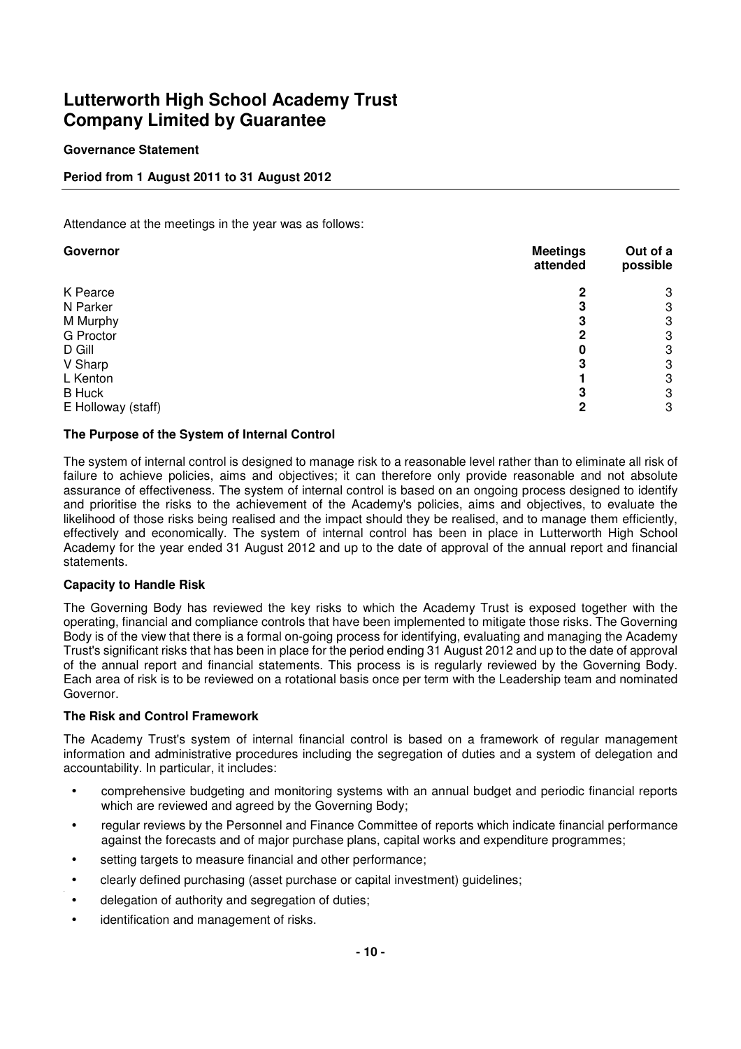# Lutterworth High School Academy Trust Company Limited by Guarantee

**Governance Statement**

**Period from 1 August 2011 to 31 August 2012**

Attendance at the meetings in the year was as follows:

| Governor | Meetings attended | Out of a possible |
|---|---|---|
| K Pearce | **2** | 3 |
| N Parker | **3** | 3 |
| M Murphy | **3** | 3 |
| G Proctor | **2** | 3 |
| D Gill | **0** | 3 |
| V Sharp | **3** | 3 |
| L Kenton | **1** | 3 |
| B Huck | **3** | 3 |
| E Holloway (staff) | **2** | 3 |

**The Purpose of the System of Internal Control**

The system of internal control is designed to manage risk to a reasonable level rather than to eliminate all risk of failure to achieve policies, aims and objectives; it can therefore only provide reasonable and not absolute assurance of effectiveness. The system of internal control is based on an ongoing process designed to identify and prioritise the risks to the achievement of the Academy's policies, aims and objectives, to evaluate the likelihood of those risks being realised and the impact should they be realised, and to manage them efficiently, effectively and economically. The system of internal control has been in place in Lutterworth High School Academy for the year ended 31 August 2012 and up to the date of approval of the annual report and financial statements.

**Capacity to Handle Risk**

The Governing Body has reviewed the key risks to which the Academy Trust is exposed together with the operating, financial and compliance controls that have been implemented to mitigate those risks. The Governing Body is of the view that there is a formal on-going process for identifying, evaluating and managing the Academy Trust's significant risks that has been in place for the period ending 31 August 2012 and up to the date of approval of the annual report and financial statements. This process is is regularly reviewed by the Governing Body. Each area of risk is to be reviewed on a rotational basis once per term with the Leadership team and nominated Governor.

**The Risk and Control Framework**

The Academy Trust's system of internal financial control is based on a framework of regular management information and administrative procedures including the segregation of duties and a system of delegation and accountability. In particular, it includes:

- comprehensive budgeting and monitoring systems with an annual budget and periodic financial reports which are reviewed and agreed by the Governing Body;
- regular reviews by the Personnel and Finance Committee of reports which indicate financial performance against the forecasts and of major purchase plans, capital works and expenditure programmes;
- setting targets to measure financial and other performance;
- clearly defined purchasing (asset purchase or capital investment) guidelines;
- delegation of authority and segregation of duties;
- identification and management of risks.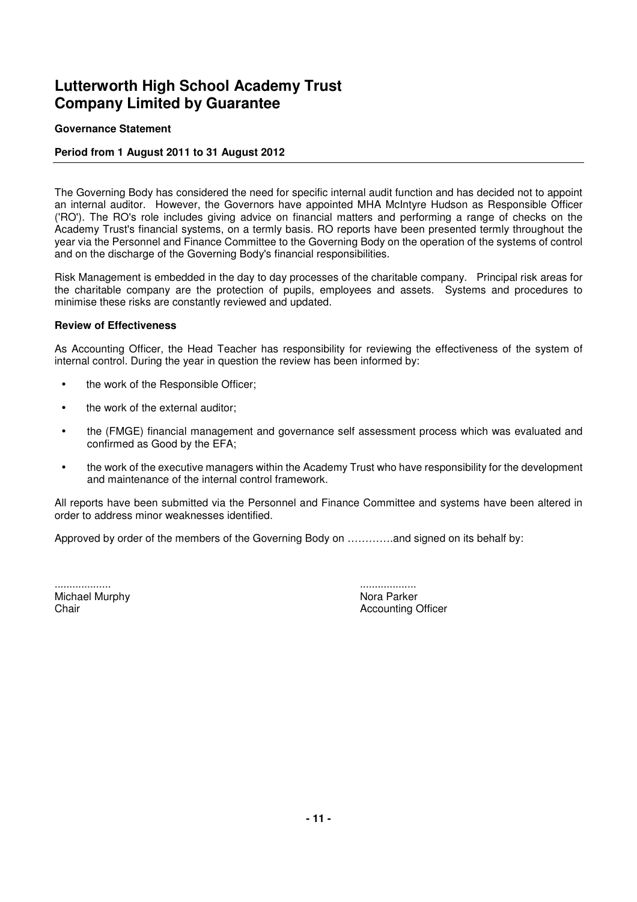# Lutterworth High School Academy Trust Company Limited by Guarantee

**Governance Statement**

**Period from 1 August 2011 to 31 August 2012**

The Governing Body has considered the need for specific internal audit function and has decided not to appoint an internal auditor. However, the Governors have appointed MHA McIntyre Hudson as Responsible Officer ('RO'). The RO's role includes giving advice on financial matters and performing a range of checks on the Academy Trust's financial systems, on a termly basis. RO reports have been presented termly throughout the year via the Personnel and Finance Committee to the Governing Body on the operation of the systems of control and on the discharge of the Governing Body's financial responsibilities.

Risk Management is embedded in the day to day processes of the charitable company. Principal risk areas for the charitable company are the protection of pupils, employees and assets. Systems and procedures to minimise these risks are constantly reviewed and updated.

**Review of Effectiveness**

As Accounting Officer, the Head Teacher has responsibility for reviewing the effectiveness of the system of internal control. During the year in question the review has been informed by:

- the work of the Responsible Officer;
- the work of the external auditor;
- the (FMGE) financial management and governance self assessment process which was evaluated and confirmed as Good by the EFA;
- the work of the executive managers within the Academy Trust who have responsibility for the development and maintenance of the internal control framework.

All reports have been submitted via the Personnel and Finance Committee and systems have been altered in order to address minor weaknesses identified.

Approved by order of the members of the Governing Body on ………….and signed on its behalf by:

...................
Michael Murphy
Chair

...................
Nora Parker
Accounting Officer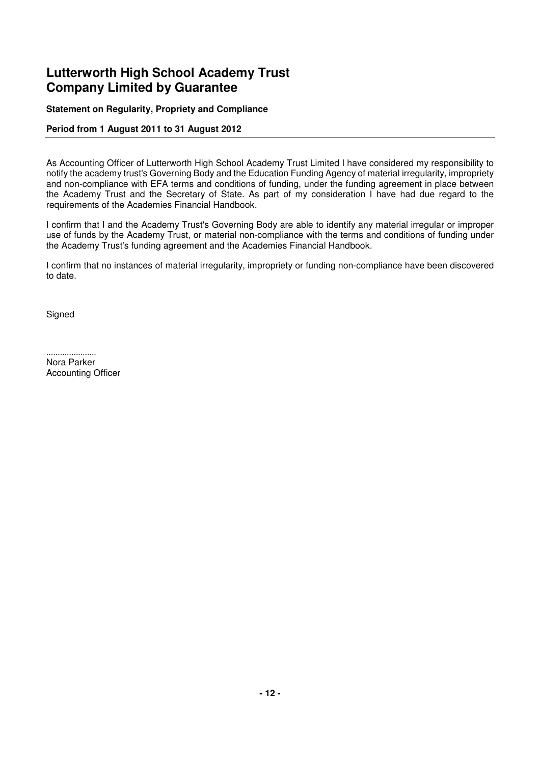# Lutterworth High School Academy Trust Company Limited by Guarantee

**Statement on Regularity, Propriety and Compliance**

**Period from 1 August 2011 to 31 August 2012**

As Accounting Officer of Lutterworth High School Academy Trust Limited I have considered my responsibility to notify the academy trust's Governing Body and the Education Funding Agency of material irregularity, impropriety and non-compliance with EFA terms and conditions of funding, under the funding agreement in place between the Academy Trust and the Secretary of State. As part of my consideration I have had due regard to the requirements of the Academies Financial Handbook.

I confirm that I and the Academy Trust's Governing Body are able to identify any material irregular or improper use of funds by the Academy Trust, or material non-compliance with the terms and conditions of funding under the Academy Trust's funding agreement and the Academies Financial Handbook.

I confirm that no instances of material irregularity, impropriety or funding non-compliance have been discovered to date.

Signed

......................
Nora Parker
Accounting Officer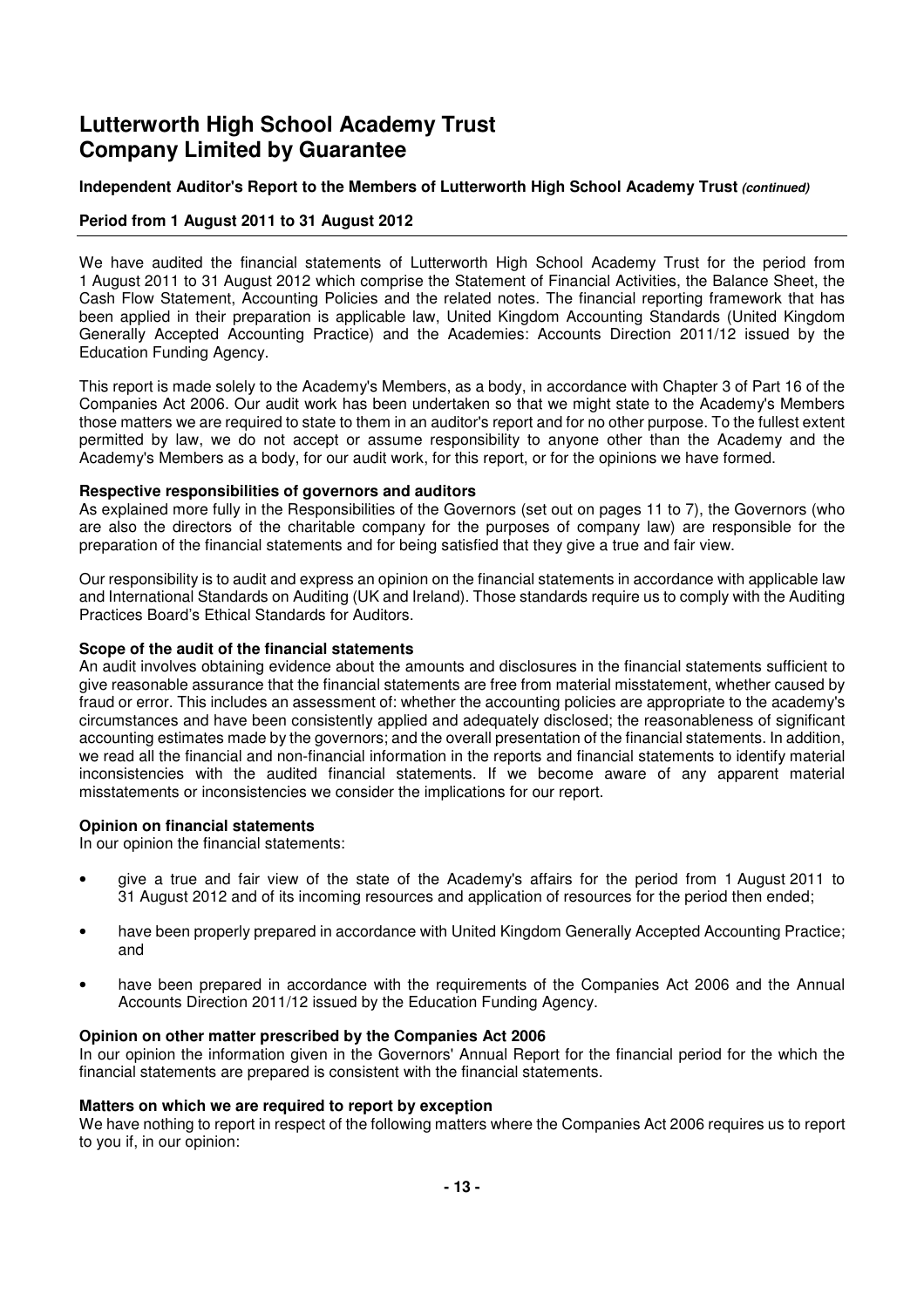# Lutterworth High School Academy Trust
# Company Limited by Guarantee

**Independent Auditor's Report to the Members of Lutterworth High School Academy Trust *(continued)***

**Period from 1 August 2011 to 31 August 2012**

We have audited the financial statements of Lutterworth High School Academy Trust for the period from 1 August 2011 to 31 August 2012 which comprise the Statement of Financial Activities, the Balance Sheet, the Cash Flow Statement, Accounting Policies and the related notes. The financial reporting framework that has been applied in their preparation is applicable law, United Kingdom Accounting Standards (United Kingdom Generally Accepted Accounting Practice) and the Academies: Accounts Direction 2011/12 issued by the Education Funding Agency.

This report is made solely to the Academy's Members, as a body, in accordance with Chapter 3 of Part 16 of the Companies Act 2006. Our audit work has been undertaken so that we might state to the Academy's Members those matters we are required to state to them in an auditor's report and for no other purpose. To the fullest extent permitted by law, we do not accept or assume responsibility to anyone other than the Academy and the Academy's Members as a body, for our audit work, for this report, or for the opinions we have formed.

**Respective responsibilities of governors and auditors**
As explained more fully in the Responsibilities of the Governors (set out on pages 11 to 7), the Governors (who are also the directors of the charitable company for the purposes of company law) are responsible for the preparation of the financial statements and for being satisfied that they give a true and fair view.

Our responsibility is to audit and express an opinion on the financial statements in accordance with applicable law and International Standards on Auditing (UK and Ireland). Those standards require us to comply with the Auditing Practices Board's Ethical Standards for Auditors.

**Scope of the audit of the financial statements**
An audit involves obtaining evidence about the amounts and disclosures in the financial statements sufficient to give reasonable assurance that the financial statements are free from material misstatement, whether caused by fraud or error. This includes an assessment of: whether the accounting policies are appropriate to the academy's circumstances and have been consistently applied and adequately disclosed; the reasonableness of significant accounting estimates made by the governors; and the overall presentation of the financial statements. In addition, we read all the financial and non-financial information in the reports and financial statements to identify material inconsistencies with the audited financial statements. If we become aware of any apparent material misstatements or inconsistencies we consider the implications for our report.

**Opinion on financial statements**
In our opinion the financial statements:

- give a true and fair view of the state of the Academy's affairs for the period from 1 August 2011 to 31 August 2012 and of its incoming resources and application of resources for the period then ended;
- have been properly prepared in accordance with United Kingdom Generally Accepted Accounting Practice; and
- have been prepared in accordance with the requirements of the Companies Act 2006 and the Annual Accounts Direction 2011/12 issued by the Education Funding Agency.

**Opinion on other matter prescribed by the Companies Act 2006**
In our opinion the information given in the Governors' Annual Report for the financial period for the which the financial statements are prepared is consistent with the financial statements.

**Matters on which we are required to report by exception**
We have nothing to report in respect of the following matters where the Companies Act 2006 requires us to report to you if, in our opinion: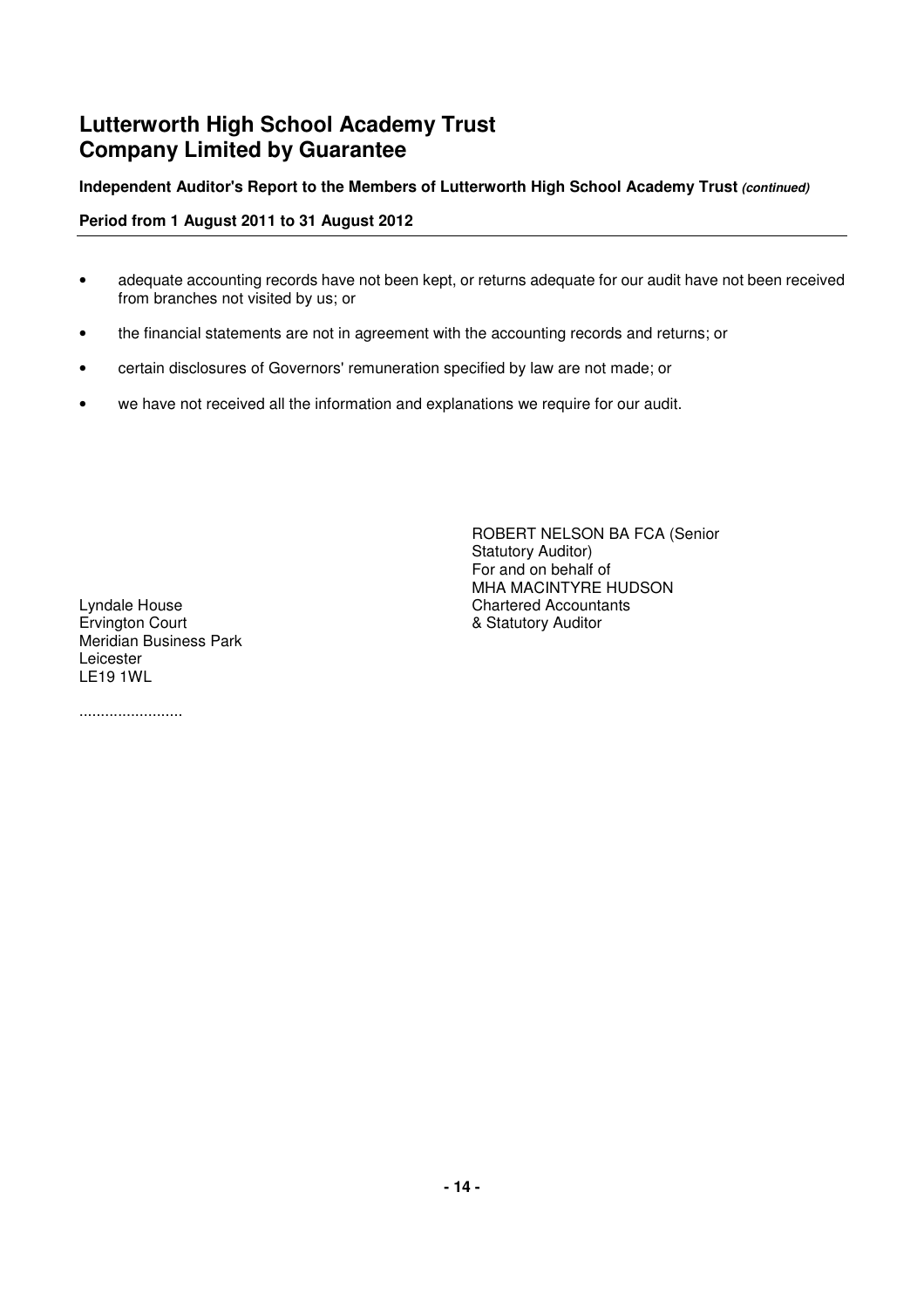- adequate accounting records have not been kept, or returns adequate for our audit have not been received from branches not visited by us; or
- the financial statements are not in agreement with the accounting records and returns; or
- certain disclosures of Governors' remuneration specified by law are not made; or
- we have not received all the information and explanations we require for our audit.

ROBERT NELSON BA FCA (Senior Statutory Auditor)
For and on behalf of
MHA MACINTYRE HUDSON
Chartered Accountants
& Statutory Auditor

Lyndale House
Ervington Court
Meridian Business Park
Leicester
LE19 1WL

........................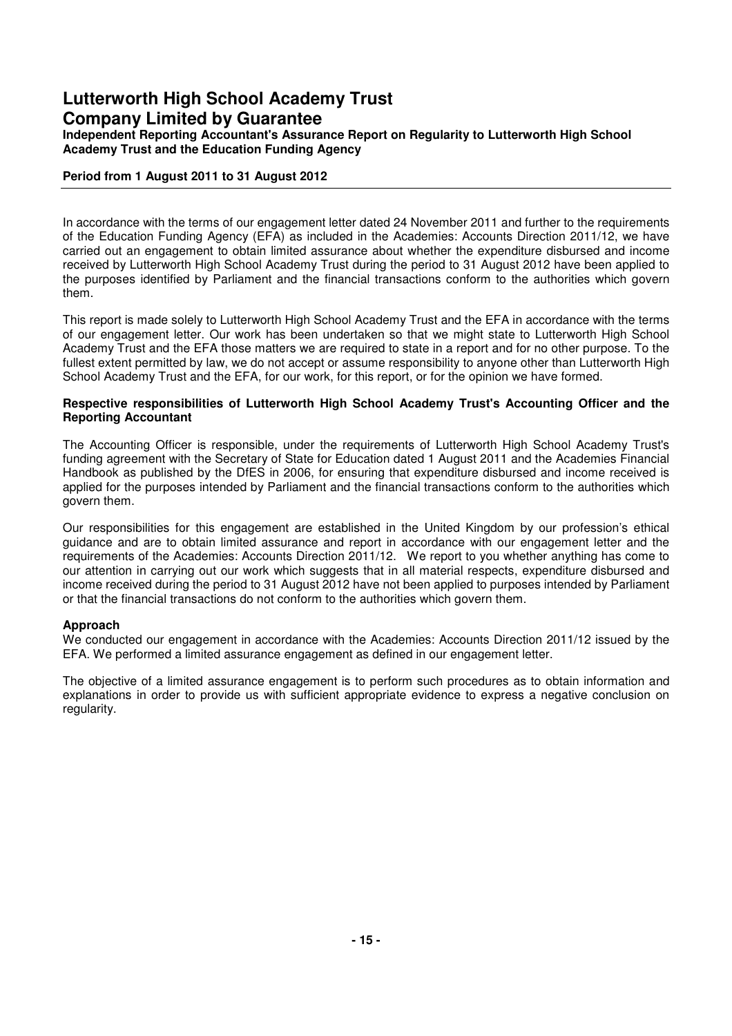# Lutterworth High School Academy Trust
# Company Limited by Guarantee

**Independent Reporting Accountant's Assurance Report on Regularity to Lutterworth High School Academy Trust and the Education Funding Agency**

**Period from 1 August 2011 to 31 August 2012**

In accordance with the terms of our engagement letter dated 24 November 2011 and further to the requirements of the Education Funding Agency (EFA) as included in the Academies: Accounts Direction 2011/12, we have carried out an engagement to obtain limited assurance about whether the expenditure disbursed and income received by Lutterworth High School Academy Trust during the period to 31 August 2012 have been applied to the purposes identified by Parliament and the financial transactions conform to the authorities which govern them.

This report is made solely to Lutterworth High School Academy Trust and the EFA in accordance with the terms of our engagement letter. Our work has been undertaken so that we might state to Lutterworth High School Academy Trust and the EFA those matters we are required to state in a report and for no other purpose. To the fullest extent permitted by law, we do not accept or assume responsibility to anyone other than Lutterworth High School Academy Trust and the EFA, for our work, for this report, or for the opinion we have formed.

**Respective responsibilities of Lutterworth High School Academy Trust's Accounting Officer and the Reporting Accountant**

The Accounting Officer is responsible, under the requirements of Lutterworth High School Academy Trust's funding agreement with the Secretary of State for Education dated 1 August 2011 and the Academies Financial Handbook as published by the DfES in 2006, for ensuring that expenditure disbursed and income received is applied for the purposes intended by Parliament and the financial transactions conform to the authorities which govern them.

Our responsibilities for this engagement are established in the United Kingdom by our profession's ethical guidance and are to obtain limited assurance and report in accordance with our engagement letter and the requirements of the Academies: Accounts Direction 2011/12. We report to you whether anything has come to our attention in carrying out our work which suggests that in all material respects, expenditure disbursed and income received during the period to 31 August 2012 have not been applied to purposes intended by Parliament or that the financial transactions do not conform to the authorities which govern them.

**Approach**

We conducted our engagement in accordance with the Academies: Accounts Direction 2011/12 issued by the EFA. We performed a limited assurance engagement as defined in our engagement letter.

The objective of a limited assurance engagement is to perform such procedures as to obtain information and explanations in order to provide us with sufficient appropriate evidence to express a negative conclusion on regularity.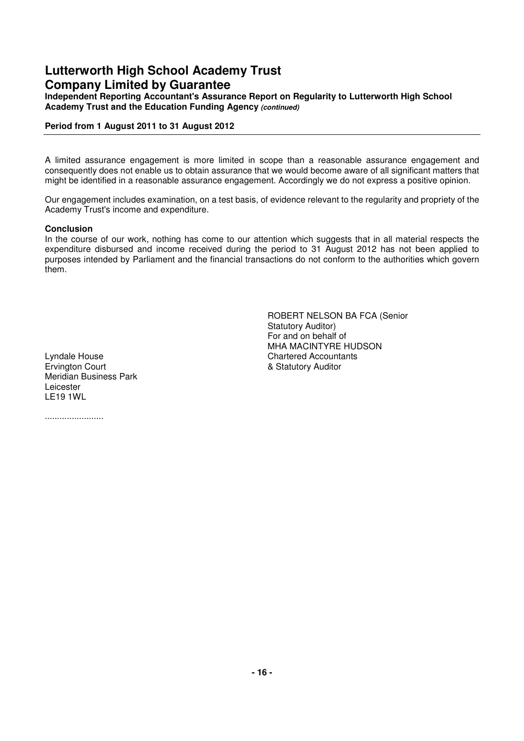# Lutterworth High School Academy Trust
## Company Limited by Guarantee
**Independent Reporting Accountant's Assurance Report on Regularity to Lutterworth High School Academy Trust and the Education Funding Agency** ***(continued)***

**Period from 1 August 2011 to 31 August 2012**

A limited assurance engagement is more limited in scope than a reasonable assurance engagement and consequently does not enable us to obtain assurance that we would become aware of all significant matters that might be identified in a reasonable assurance engagement. Accordingly we do not express a positive opinion.

Our engagement includes examination, on a test basis, of evidence relevant to the regularity and propriety of the Academy Trust's income and expenditure.

**Conclusion**
In the course of our work, nothing has come to our attention which suggests that in all material respects the expenditure disbursed and income received during the period to 31 August 2012 has not been applied to purposes intended by Parliament and the financial transactions do not conform to the authorities which govern them.

ROBERT NELSON BA FCA (Senior Statutory Auditor)
For and on behalf of
MHA MACINTYRE HUDSON
Chartered Accountants
& Statutory Auditor

Lyndale House
Ervington Court
Meridian Business Park
Leicester
LE19 1WL

........................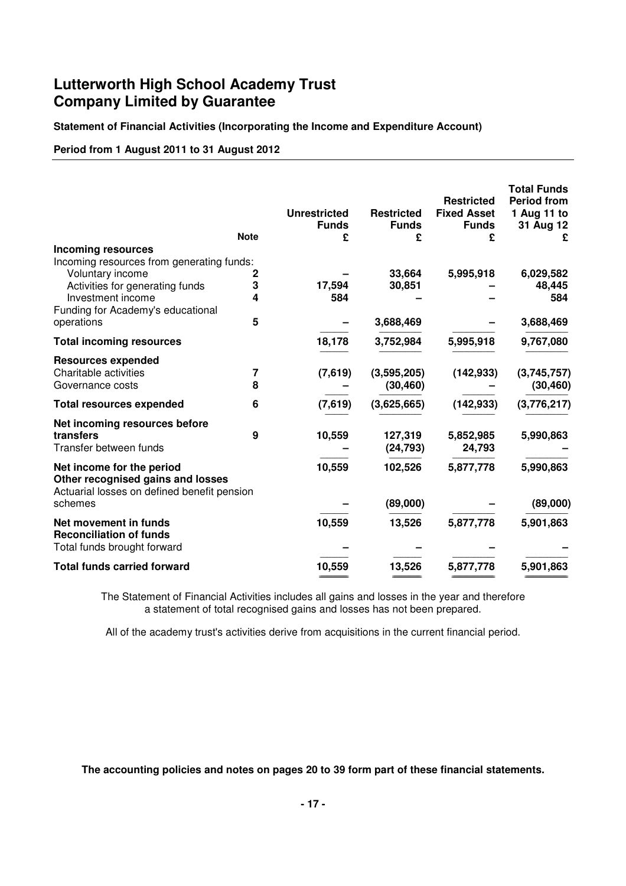# Lutterworth High School Academy Trust
# Company Limited by Guarantee

**Statement of Financial Activities (Incorporating the Income and Expenditure Account)**

**Period from 1 August 2011 to 31 August 2012**

| | Note | Unrestricted Funds £ | Restricted Funds £ | Restricted Fixed Asset Funds £ | Total Funds Period from 1 Aug 11 to 31 Aug 12 £ |
|---|---|---|---|---|---|
| **Incoming resources** | | | | | |
| Incoming resources from generating funds: | | | | | |
| Voluntary income | 2 | – | 33,664 | 5,995,918 | 6,029,582 |
| Activities for generating funds | 3 | 17,594 | 30,851 | – | 48,445 |
| Investment income | 4 | 584 | – | – | 584 |
| Funding for Academy's educational operations | 5 | – | 3,688,469 | – | 3,688,469 |
| **Total incoming resources** | | 18,178 | 3,752,984 | 5,995,918 | 9,767,080 |
| **Resources expended** | | | | | |
| Charitable activities | 7 | (7,619) | (3,595,205) | (142,933) | (3,745,757) |
| Governance costs | 8 | – | (30,460) | – | (30,460) |
| **Total resources expended** | 6 | (7,619) | (3,625,665) | (142,933) | (3,776,217) |
| **Net incoming resources before transfers** | 9 | 10,559 | 127,319 | 5,852,985 | 5,990,863 |
| Transfer between funds | | – | (24,793) | 24,793 | – |
| **Net income for the period** | | 10,559 | 102,526 | 5,877,778 | 5,990,863 |
| **Other recognised gains and losses** | | | | | |
| Actuarial losses on defined benefit pension schemes | | – | (89,000) | – | (89,000) |
| **Net movement in funds** | | 10,559 | 13,526 | 5,877,778 | 5,901,863 |
| **Reconciliation of funds** | | | | | |
| Total funds brought forward | | – | – | – | – |
| **Total funds carried forward** | | 10,559 | 13,526 | 5,877,778 | 5,901,863 |

The Statement of Financial Activities includes all gains and losses in the year and therefore a statement of total recognised gains and losses has not been prepared.

All of the academy trust's activities derive from acquisitions in the current financial period.

**The accounting policies and notes on pages 20 to 39 form part of these financial statements.**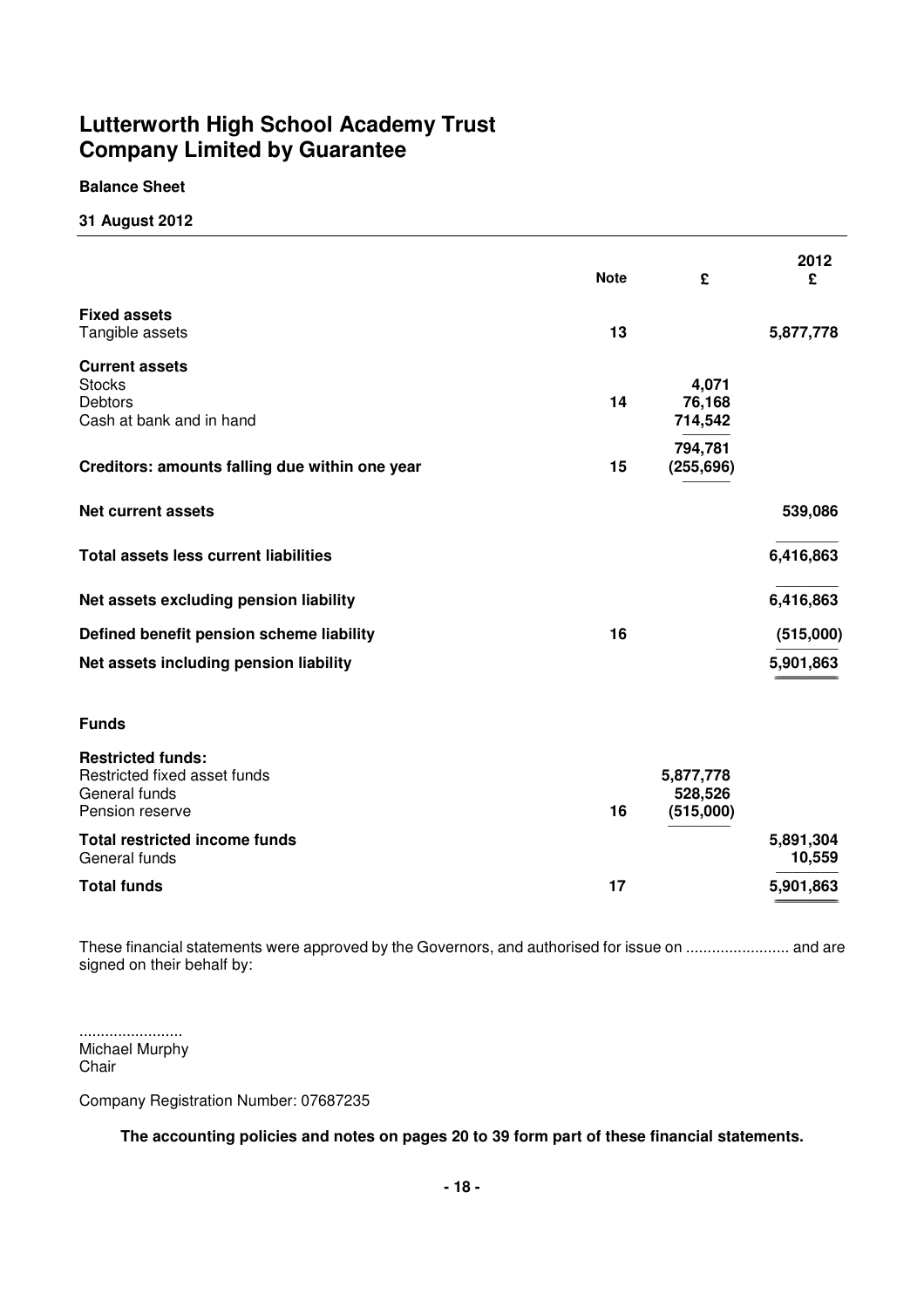# Lutterworth High School Academy Trust
# Company Limited by Guarantee

**Balance Sheet**

**31 August 2012**

| | Note | £ | 2012 £ |
|---|---|---|---|
| **Fixed assets** | | | |
| Tangible assets | 13 | | 5,877,778 |
| **Current assets** | | | |
| Stocks | | 4,071 | |
| Debtors | 14 | 76,168 | |
| Cash at bank and in hand | | 714,542 | |
| | | 794,781 | |
| **Creditors: amounts falling due within one year** | 15 | (255,696) | |
| **Net current assets** | | | 539,086 |
| **Total assets less current liabilities** | | | 6,416,863 |
| **Net assets excluding pension liability** | | | 6,416,863 |
| **Defined benefit pension scheme liability** | 16 | | (515,000) |
| **Net assets including pension liability** | | | 5,901,863 |
| **Funds** | | | |
| **Restricted funds:** | | | |
| Restricted fixed asset funds | | 5,877,778 | |
| General funds | | 528,526 | |
| Pension reserve | 16 | (515,000) | |
| **Total restricted income funds** | | | 5,891,304 |
| General funds | | | 10,559 |
| **Total funds** | 17 | | 5,901,863 |

These financial statements were approved by the Governors, and authorised for issue on ........................ and are signed on their behalf by:

........................
Michael Murphy
Chair

Company Registration Number: 07687235

**The accounting policies and notes on pages 20 to 39 form part of these financial statements.**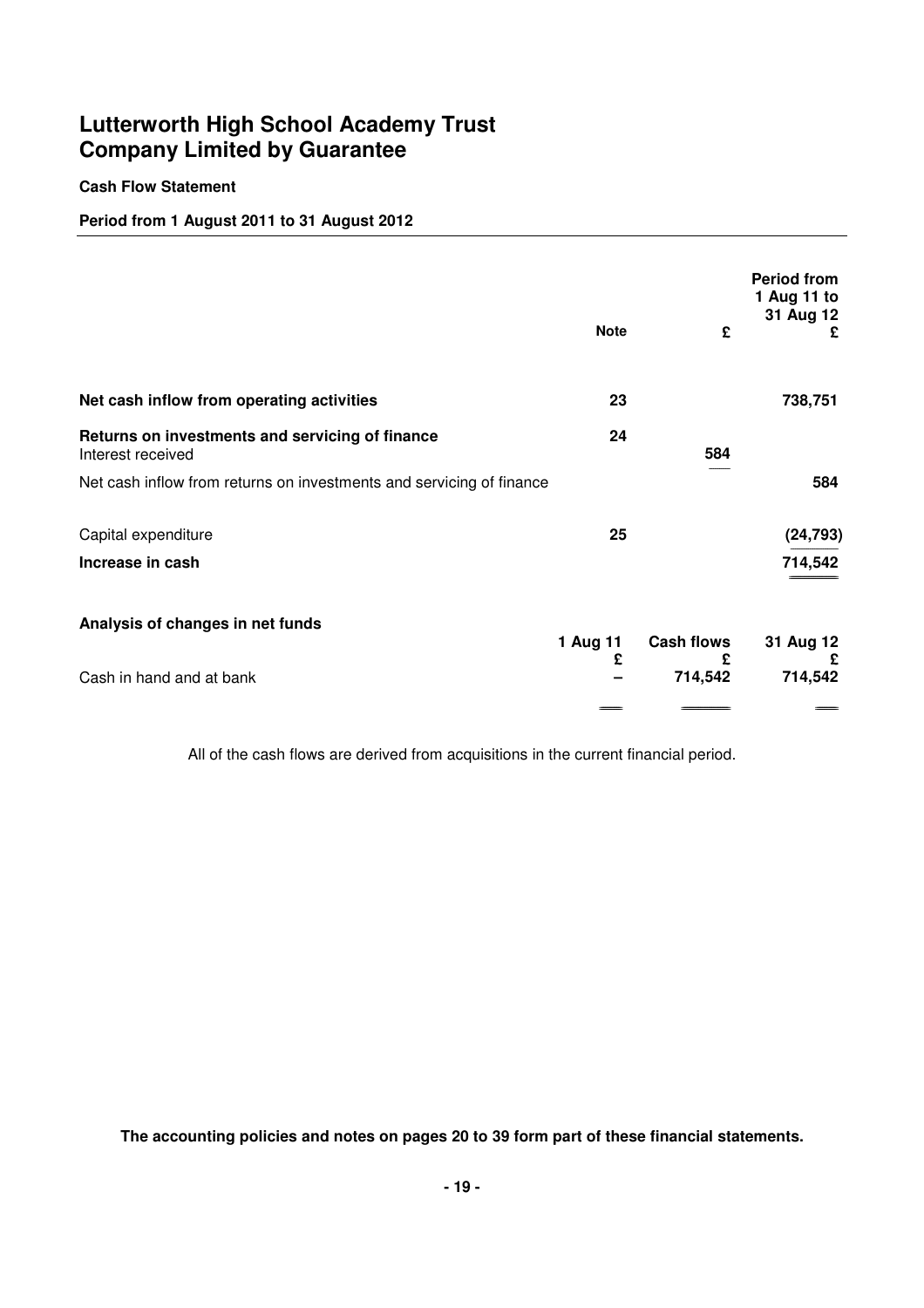# Lutterworth High School Academy Trust
# Company Limited by Guarantee

**Cash Flow Statement**

**Period from 1 August 2011 to 31 August 2012**

| | Note | £ | Period from 1 Aug 11 to 31 Aug 12 £ |
|---|---|---|---|
| **Net cash inflow from operating activities** | 23 | | 738,751 |
| **Returns on investments and servicing of finance** | 24 | | |
| Interest received | | 584 | |
| Net cash inflow from returns on investments and servicing of finance | | | 584 |
| Capital expenditure | 25 | | (24,793) |
| **Increase in cash** | | | 714,542 |

**Analysis of changes in net funds**

| | 1 Aug 11 £ | Cash flows £ | 31 Aug 12 £ |
|---|---|---|---|
| Cash in hand and at bank | – | 714,542 | 714,542 |

All of the cash flows are derived from acquisitions in the current financial period.

**The accounting policies and notes on pages 20 to 39 form part of these financial statements.**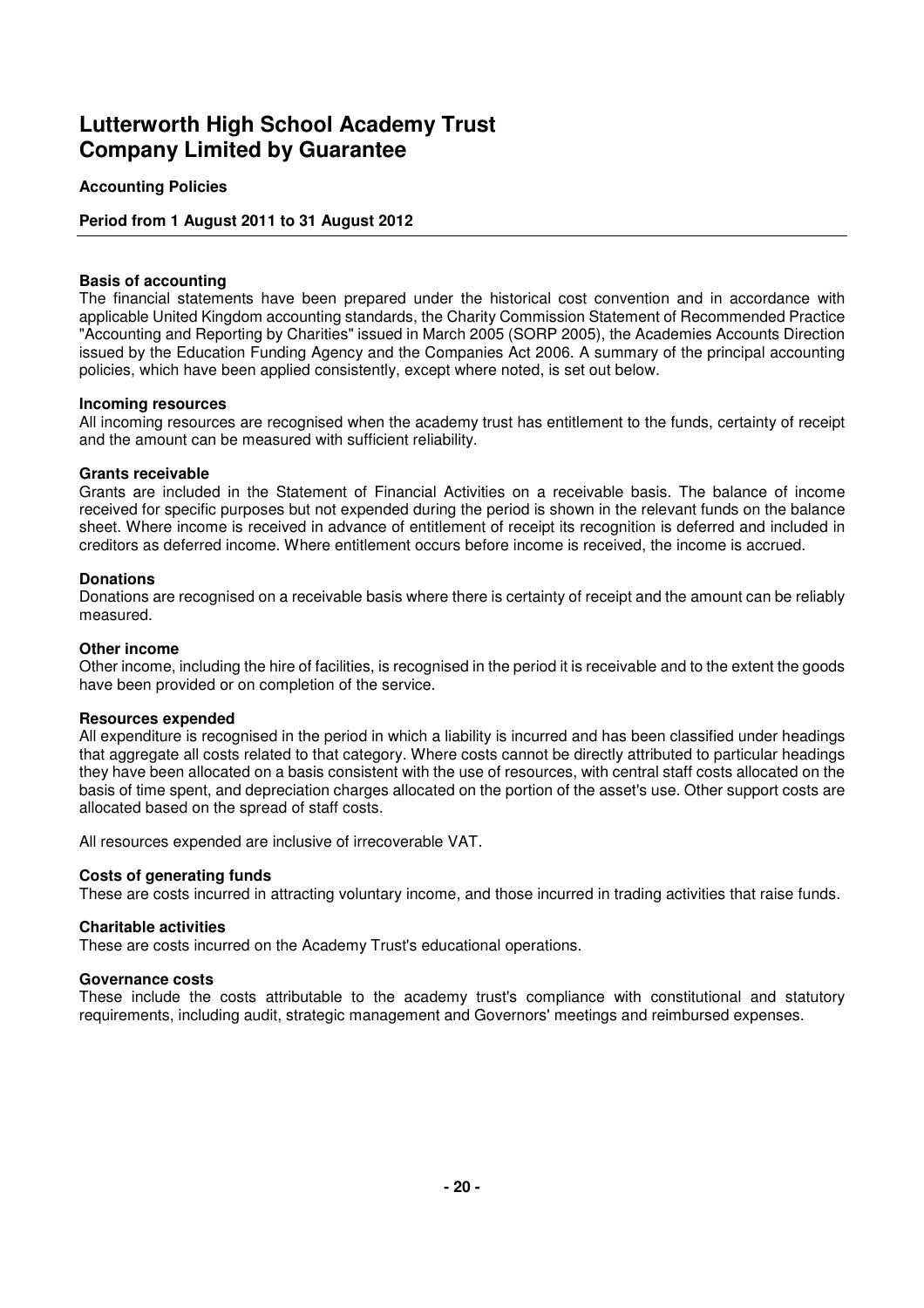# Lutterworth High School Academy Trust Company Limited by Guarantee

**Accounting Policies**

**Period from 1 August 2011 to 31 August 2012**

**Basis of accounting**

The financial statements have been prepared under the historical cost convention and in accordance with applicable United Kingdom accounting standards, the Charity Commission Statement of Recommended Practice "Accounting and Reporting by Charities" issued in March 2005 (SORP 2005), the Academies Accounts Direction issued by the Education Funding Agency and the Companies Act 2006. A summary of the principal accounting policies, which have been applied consistently, except where noted, is set out below.

**Incoming resources**

All incoming resources are recognised when the academy trust has entitlement to the funds, certainty of receipt and the amount can be measured with sufficient reliability.

**Grants receivable**

Grants are included in the Statement of Financial Activities on a receivable basis. The balance of income received for specific purposes but not expended during the period is shown in the relevant funds on the balance sheet. Where income is received in advance of entitlement of receipt its recognition is deferred and included in creditors as deferred income. Where entitlement occurs before income is received, the income is accrued.

**Donations**

Donations are recognised on a receivable basis where there is certainty of receipt and the amount can be reliably measured.

**Other income**

Other income, including the hire of facilities, is recognised in the period it is receivable and to the extent the goods have been provided or on completion of the service.

**Resources expended**

All expenditure is recognised in the period in which a liability is incurred and has been classified under headings that aggregate all costs related to that category. Where costs cannot be directly attributed to particular headings they have been allocated on a basis consistent with the use of resources, with central staff costs allocated on the basis of time spent, and depreciation charges allocated on the portion of the asset's use. Other support costs are allocated based on the spread of staff costs.

All resources expended are inclusive of irrecoverable VAT.

**Costs of generating funds**

These are costs incurred in attracting voluntary income, and those incurred in trading activities that raise funds.

**Charitable activities**

These are costs incurred on the Academy Trust's educational operations.

**Governance costs**

These include the costs attributable to the academy trust's compliance with constitutional and statutory requirements, including audit, strategic management and Governors' meetings and reimbursed expenses.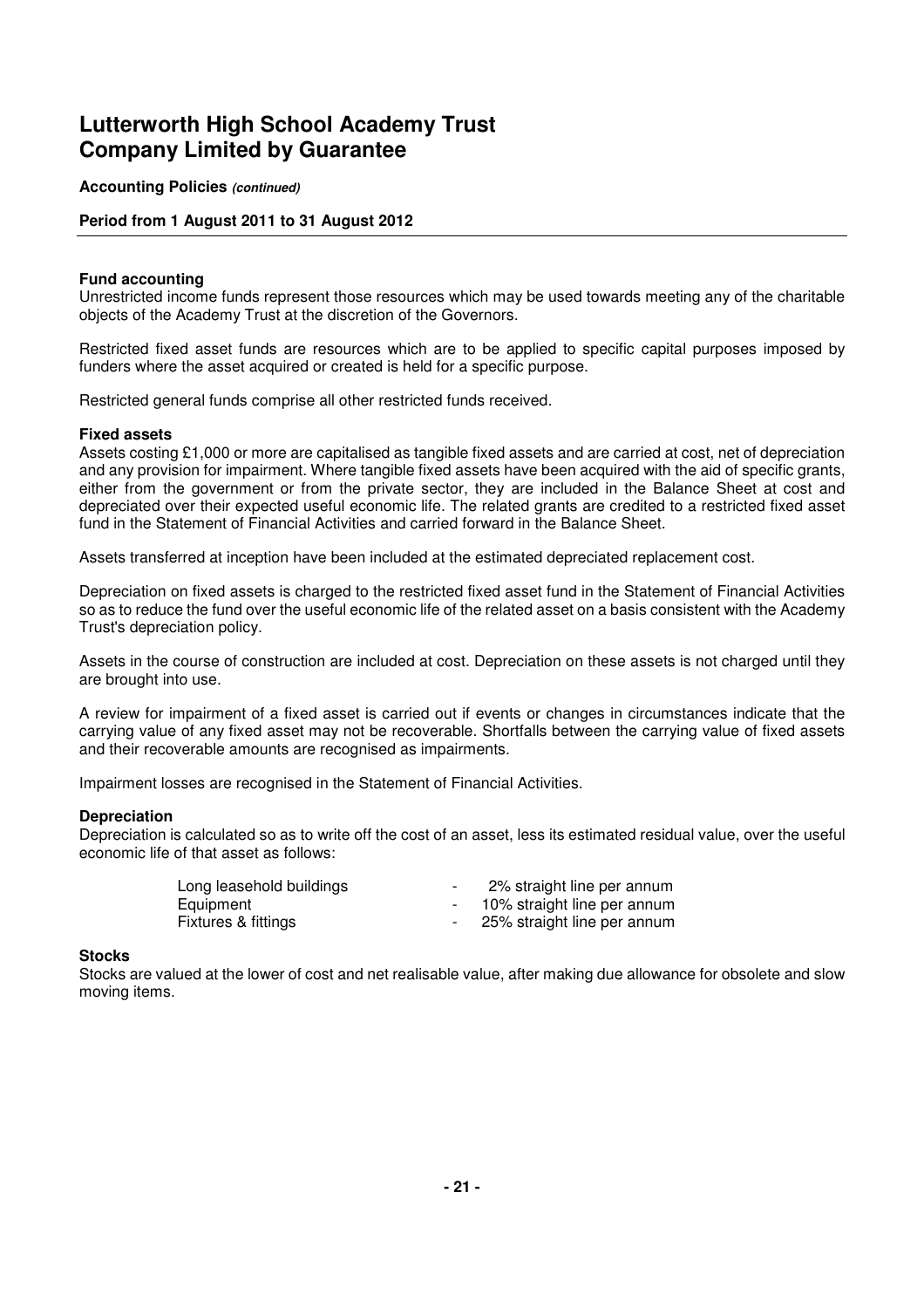# Lutterworth High School Academy Trust Company Limited by Guarantee

**Accounting Policies *(continued)***

**Period from 1 August 2011 to 31 August 2012**

**Fund accounting**

Unrestricted income funds represent those resources which may be used towards meeting any of the charitable objects of the Academy Trust at the discretion of the Governors.

Restricted fixed asset funds are resources which are to be applied to specific capital purposes imposed by funders where the asset acquired or created is held for a specific purpose.

Restricted general funds comprise all other restricted funds received.

**Fixed assets**

Assets costing £1,000 or more are capitalised as tangible fixed assets and are carried at cost, net of depreciation and any provision for impairment. Where tangible fixed assets have been acquired with the aid of specific grants, either from the government or from the private sector, they are included in the Balance Sheet at cost and depreciated over their expected useful economic life. The related grants are credited to a restricted fixed asset fund in the Statement of Financial Activities and carried forward in the Balance Sheet.

Assets transferred at inception have been included at the estimated depreciated replacement cost.

Depreciation on fixed assets is charged to the restricted fixed asset fund in the Statement of Financial Activities so as to reduce the fund over the useful economic life of the related asset on a basis consistent with the Academy Trust's depreciation policy.

Assets in the course of construction are included at cost. Depreciation on these assets is not charged until they are brought into use.

A review for impairment of a fixed asset is carried out if events or changes in circumstances indicate that the carrying value of any fixed asset may not be recoverable. Shortfalls between the carrying value of fixed assets and their recoverable amounts are recognised as impairments.

Impairment losses are recognised in the Statement of Financial Activities.

**Depreciation**

Depreciation is calculated so as to write off the cost of an asset, less its estimated residual value, over the useful economic life of that asset as follows:

| | | |
|---|---|---|
| Long leasehold buildings | - | 2% straight line per annum |
| Equipment | - | 10% straight line per annum |
| Fixtures & fittings | - | 25% straight line per annum |

**Stocks**

Stocks are valued at the lower of cost and net realisable value, after making due allowance for obsolete and slow moving items.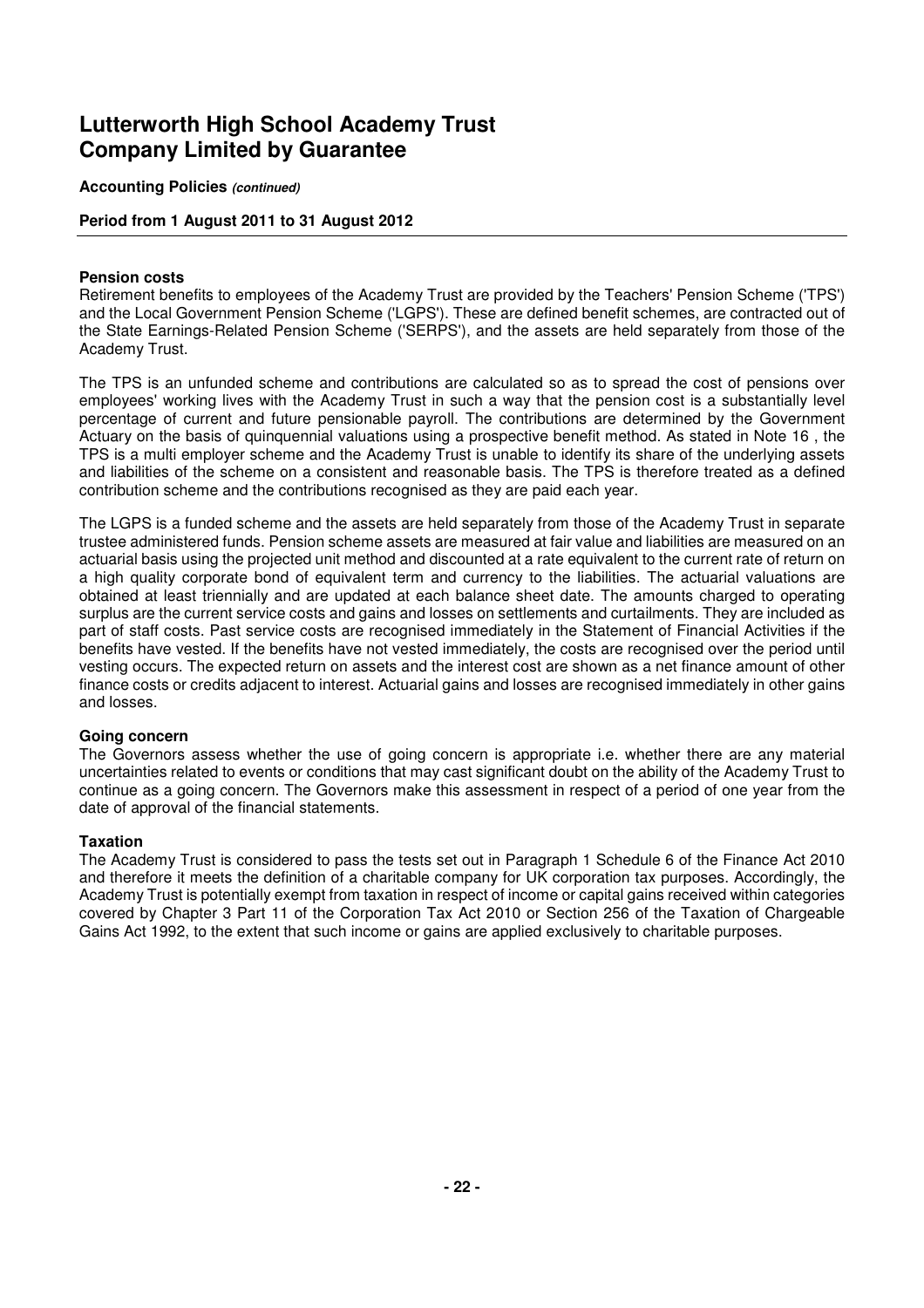# Lutterworth High School Academy Trust
# Company Limited by Guarantee

**Accounting Policies *(continued)***

**Period from 1 August 2011 to 31 August 2012**

**Pension costs**
Retirement benefits to employees of the Academy Trust are provided by the Teachers' Pension Scheme ('TPS') and the Local Government Pension Scheme ('LGPS'). These are defined benefit schemes, are contracted out of the State Earnings-Related Pension Scheme ('SERPS'), and the assets are held separately from those of the Academy Trust.

The TPS is an unfunded scheme and contributions are calculated so as to spread the cost of pensions over employees' working lives with the Academy Trust in such a way that the pension cost is a substantially level percentage of current and future pensionable payroll. The contributions are determined by the Government Actuary on the basis of quinquennial valuations using a prospective benefit method. As stated in Note 16 , the TPS is a multi employer scheme and the Academy Trust is unable to identify its share of the underlying assets and liabilities of the scheme on a consistent and reasonable basis. The TPS is therefore treated as a defined contribution scheme and the contributions recognised as they are paid each year.

The LGPS is a funded scheme and the assets are held separately from those of the Academy Trust in separate trustee administered funds. Pension scheme assets are measured at fair value and liabilities are measured on an actuarial basis using the projected unit method and discounted at a rate equivalent to the current rate of return on a high quality corporate bond of equivalent term and currency to the liabilities. The actuarial valuations are obtained at least triennially and are updated at each balance sheet date. The amounts charged to operating surplus are the current service costs and gains and losses on settlements and curtailments. They are included as part of staff costs. Past service costs are recognised immediately in the Statement of Financial Activities if the benefits have vested. If the benefits have not vested immediately, the costs are recognised over the period until vesting occurs. The expected return on assets and the interest cost are shown as a net finance amount of other finance costs or credits adjacent to interest. Actuarial gains and losses are recognised immediately in other gains and losses.

**Going concern**
The Governors assess whether the use of going concern is appropriate i.e. whether there are any material uncertainties related to events or conditions that may cast significant doubt on the ability of the Academy Trust to continue as a going concern. The Governors make this assessment in respect of a period of one year from the date of approval of the financial statements.

**Taxation**
The Academy Trust is considered to pass the tests set out in Paragraph 1 Schedule 6 of the Finance Act 2010 and therefore it meets the definition of a charitable company for UK corporation tax purposes. Accordingly, the Academy Trust is potentially exempt from taxation in respect of income or capital gains received within categories covered by Chapter 3 Part 11 of the Corporation Tax Act 2010 or Section 256 of the Taxation of Chargeable Gains Act 1992, to the extent that such income or gains are applied exclusively to charitable purposes.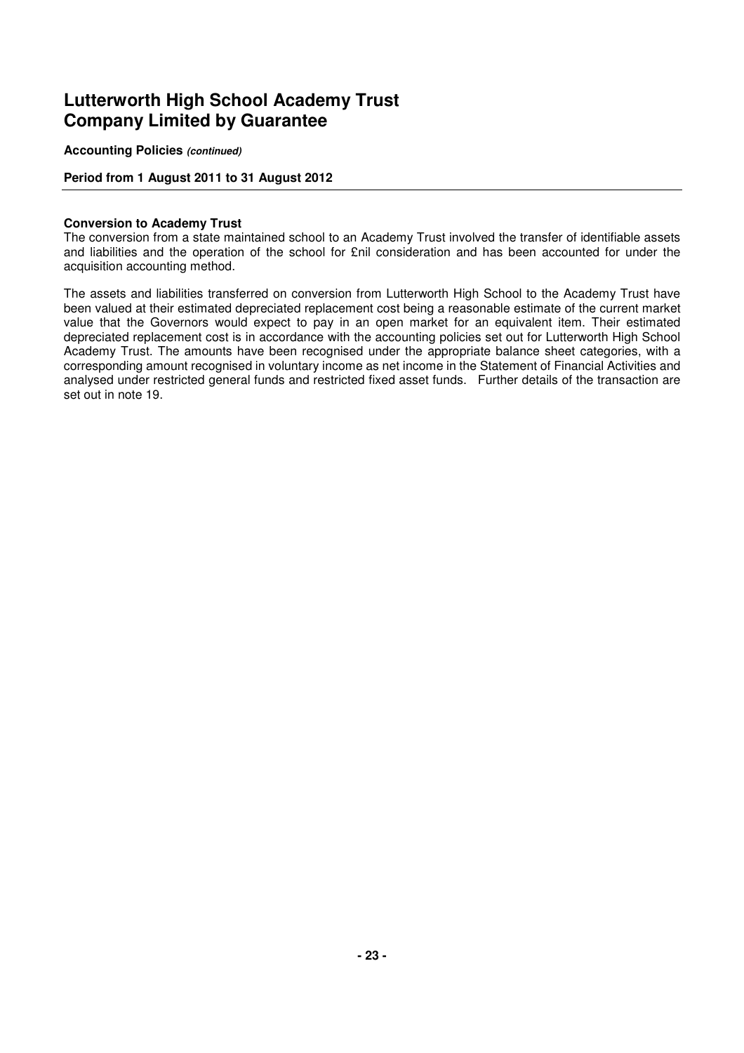# Lutterworth High School Academy Trust
# Company Limited by Guarantee

**Accounting Policies *(continued)***

**Period from 1 August 2011 to 31 August 2012**

**Conversion to Academy Trust**

The conversion from a state maintained school to an Academy Trust involved the transfer of identifiable assets and liabilities and the operation of the school for £nil consideration and has been accounted for under the acquisition accounting method.

The assets and liabilities transferred on conversion from Lutterworth High School to the Academy Trust have been valued at their estimated depreciated replacement cost being a reasonable estimate of the current market value that the Governors would expect to pay in an open market for an equivalent item. Their estimated depreciated replacement cost is in accordance with the accounting policies set out for Lutterworth High School Academy Trust. The amounts have been recognised under the appropriate balance sheet categories, with a corresponding amount recognised in voluntary income as net income in the Statement of Financial Activities and analysed under restricted general funds and restricted fixed asset funds. Further details of the transaction are set out in note 19.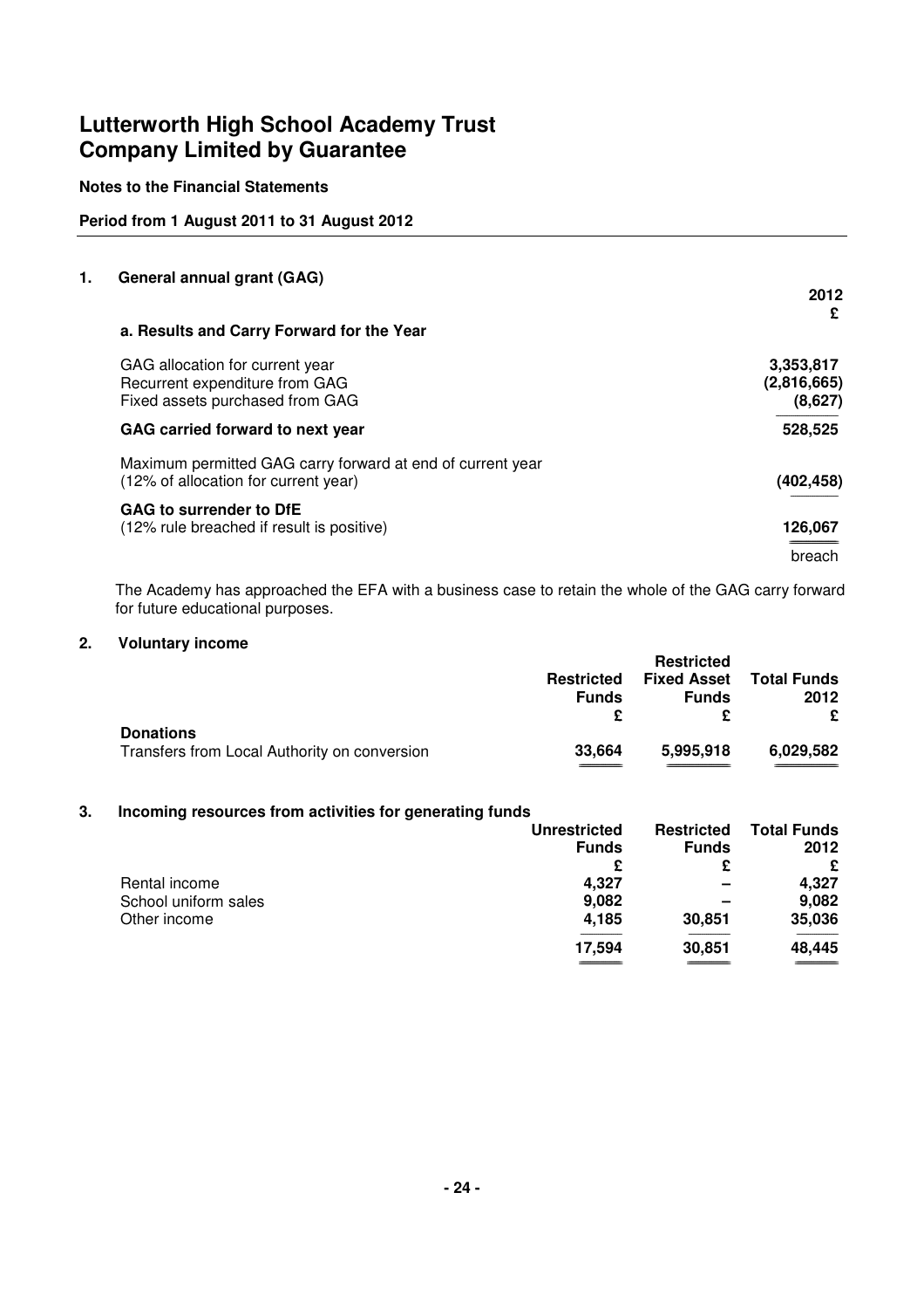# Lutterworth High School Academy Trust
# Company Limited by Guarantee

**Notes to the Financial Statements**

**Period from 1 August 2011 to 31 August 2012**

## 1. General annual grant (GAG)

| | 2012 £ |
|---|---|
| **a. Results and Carry Forward for the Year** | |
| GAG allocation for current year | 3,353,817 |
| Recurrent expenditure from GAG | (2,816,665) |
| Fixed assets purchased from GAG | (8,627) |
| **GAG carried forward to next year** | 528,525 |
| Maximum permitted GAG carry forward at end of current year (12% of allocation for current year) | (402,458) |
| **GAG to surrender to DfE** (12% rule breached if result is positive) | 126,067 |
| | breach |

The Academy has approached the EFA with a business case to retain the whole of the GAG carry forward for future educational purposes.

## 2. Voluntary income

| | Restricted Funds £ | Restricted Fixed Asset Funds £ | Total Funds 2012 £ |
|---|---|---|---|
| **Donations** | | | |
| Transfers from Local Authority on conversion | 33,664 | 5,995,918 | 6,029,582 |

## 3. Incoming resources from activities for generating funds

| | Unrestricted Funds £ | Restricted Funds £ | Total Funds 2012 £ |
|---|---|---|---|
| Rental income | 4,327 | – | 4,327 |
| School uniform sales | 9,082 | – | 9,082 |
| Other income | 4,185 | 30,851 | 35,036 |
| | 17,594 | 30,851 | 48,445 |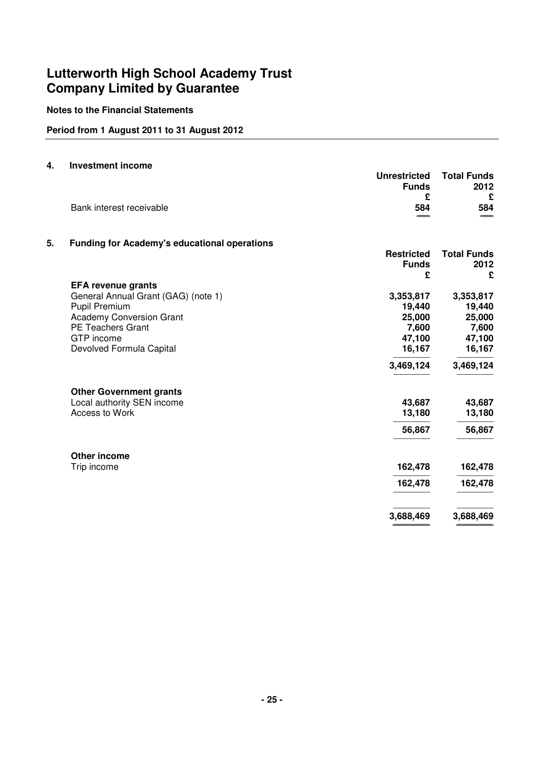# Lutterworth High School Academy Trust
# Company Limited by Guarantee

**Notes to the Financial Statements**

**Period from 1 August 2011 to 31 August 2012**

## 4. Investment income

| | Unrestricted Funds £ | Total Funds 2012 £ |
|---|---|---|
| Bank interest receivable | **584** | **584** |

## 5. Funding for Academy's educational operations

| | Restricted Funds £ | Total Funds 2012 £ |
|---|---|---|
| **EFA revenue grants** | | |
| General Annual Grant (GAG) (note 1) | **3,353,817** | **3,353,817** |
| Pupil Premium | **19,440** | **19,440** |
| Academy Conversion Grant | **25,000** | **25,000** |
| PE Teachers Grant | **7,600** | **7,600** |
| GTP income | **47,100** | **47,100** |
| Devolved Formula Capital | **16,167** | **16,167** |
| | **3,469,124** | **3,469,124** |
| **Other Government grants** | | |
| Local authority SEN income | **43,687** | **43,687** |
| Access to Work | **13,180** | **13,180** |
| | **56,867** | **56,867** |
| **Other income** | | |
| Trip income | **162,478** | **162,478** |
| | **162,478** | **162,478** |
| | **3,688,469** | **3,688,469** |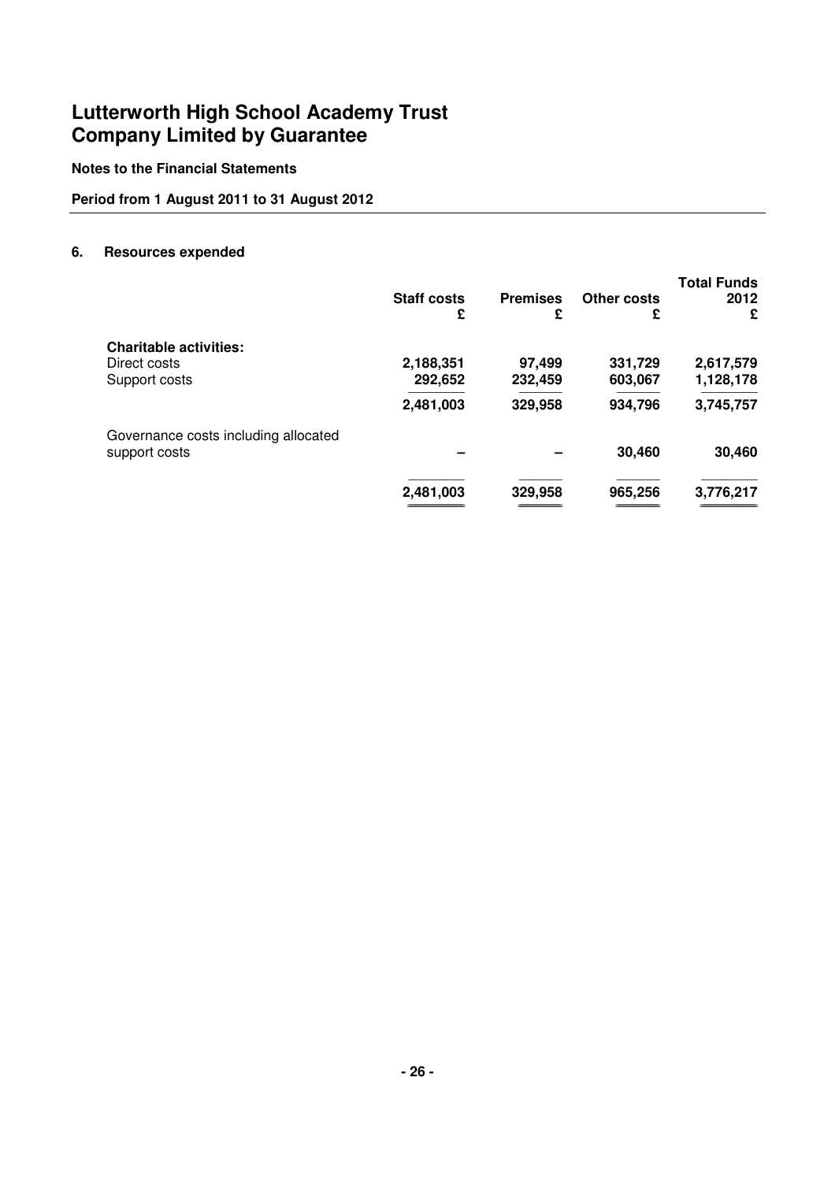# Lutterworth High School Academy Trust
# Company Limited by Guarantee

**Notes to the Financial Statements**

**Period from 1 August 2011 to 31 August 2012**

## 6. Resources expended

| | Staff costs £ | Premises £ | Other costs £ | Total Funds 2012 £ |
|---|---|---|---|---|
| **Charitable activities:** | | | | |
| Direct costs | 2,188,351 | 97,499 | 331,729 | 2,617,579 |
| Support costs | 292,652 | 232,459 | 603,067 | 1,128,178 |
| | 2,481,003 | 329,958 | 934,796 | 3,745,757 |
| Governance costs including allocated support costs | – | – | 30,460 | 30,460 |
| | 2,481,003 | 329,958 | 965,256 | 3,776,217 |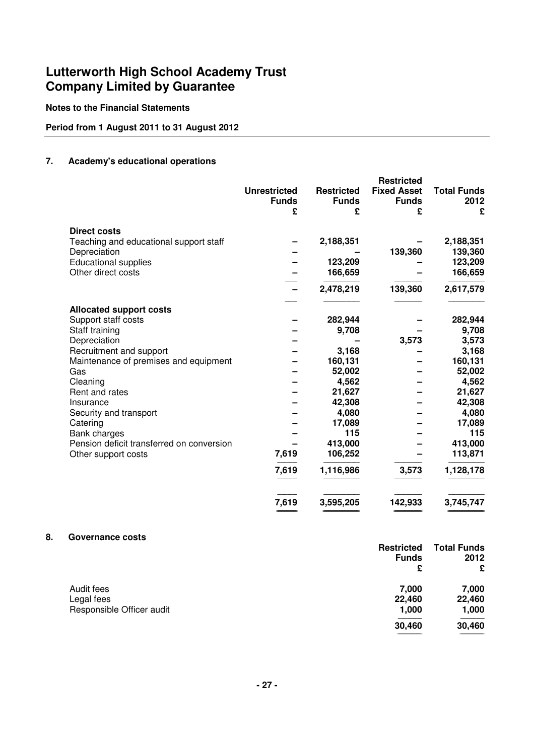# Lutterworth High School Academy Trust
# Company Limited by Guarantee

**Notes to the Financial Statements**

**Period from 1 August 2011 to 31 August 2012**

## 7. Academy's educational operations

| | Unrestricted Funds £ | Restricted Funds £ | Restricted Fixed Asset Funds £ | Total Funds 2012 £ |
|---|---|---|---|---|
| **Direct costs** | | | | |
| Teaching and educational support staff | – | 2,188,351 | – | 2,188,351 |
| Depreciation | – | – | 139,360 | 139,360 |
| Educational supplies | – | 123,209 | – | 123,209 |
| Other direct costs | – | 166,659 | – | 166,659 |
| | – | 2,478,219 | 139,360 | 2,617,579 |
| **Allocated support costs** | | | | |
| Support staff costs | – | 282,944 | – | 282,944 |
| Staff training | – | 9,708 | – | 9,708 |
| Depreciation | – | – | 3,573 | 3,573 |
| Recruitment and support | – | 3,168 | – | 3,168 |
| Maintenance of premises and equipment | – | 160,131 | – | 160,131 |
| Gas | – | 52,002 | – | 52,002 |
| Cleaning | – | 4,562 | – | 4,562 |
| Rent and rates | – | 21,627 | – | 21,627 |
| Insurance | – | 42,308 | – | 42,308 |
| Security and transport | – | 4,080 | – | 4,080 |
| Catering | – | 17,089 | – | 17,089 |
| Bank charges | – | 115 | – | 115 |
| Pension deficit transferred on conversion | – | 413,000 | – | 413,000 |
| Other support costs | 7,619 | 106,252 | – | 113,871 |
| | 7,619 | 1,116,986 | 3,573 | 1,128,178 |
| | 7,619 | 3,595,205 | 142,933 | 3,745,747 |

## 8. Governance costs

| | Restricted Funds £ | Total Funds 2012 £ |
|---|---|---|
| Audit fees | 7,000 | 7,000 |
| Legal fees | 22,460 | 22,460 |
| Responsible Officer audit | 1,000 | 1,000 |
| | 30,460 | 30,460 |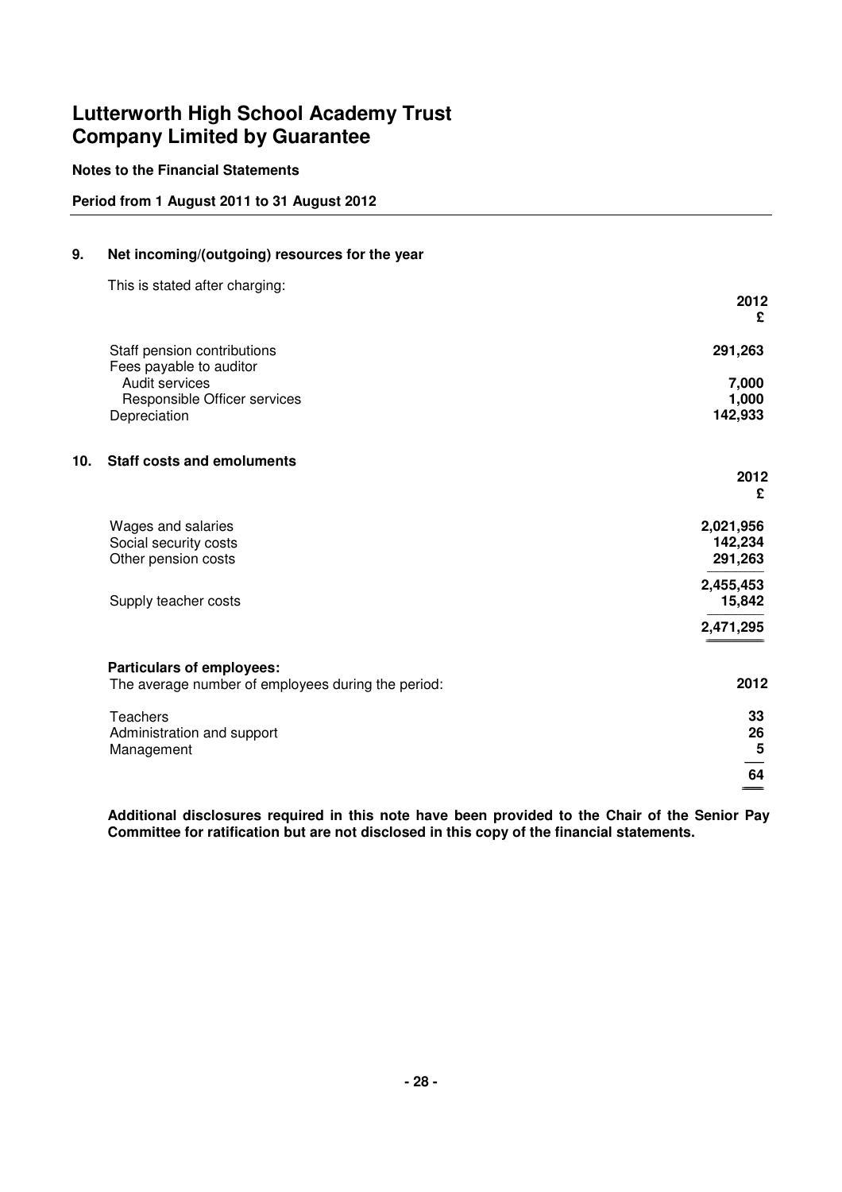# Lutterworth High School Academy Trust
# Company Limited by Guarantee

**Notes to the Financial Statements**

**Period from 1 August 2011 to 31 August 2012**

## 9. Net incoming/(outgoing) resources for the year

This is stated after charging:

| | 2012<br>£ |
|---|---|
| Staff pension contributions | **291,263** |
| Fees payable to auditor | |
| Audit services | **7,000** |
| Responsible Officer services | **1,000** |
| Depreciation | **142,933** |

## 10. Staff costs and emoluments

| | 2012<br>£ |
|---|---|
| Wages and salaries | **2,021,956** |
| Social security costs | **142,234** |
| Other pension costs | **291,263** |
| | **2,455,453** |
| Supply teacher costs | **15,842** |
| | **2,471,295** |

**Particulars of employees:**

| The average number of employees during the period: | 2012 |
|---|---|
| Teachers | **33** |
| Administration and support | **26** |
| Management | **5** |
| | **64** |

**Additional disclosures required in this note have been provided to the Chair of the Senior Pay Committee for ratification but are not disclosed in this copy of the financial statements.**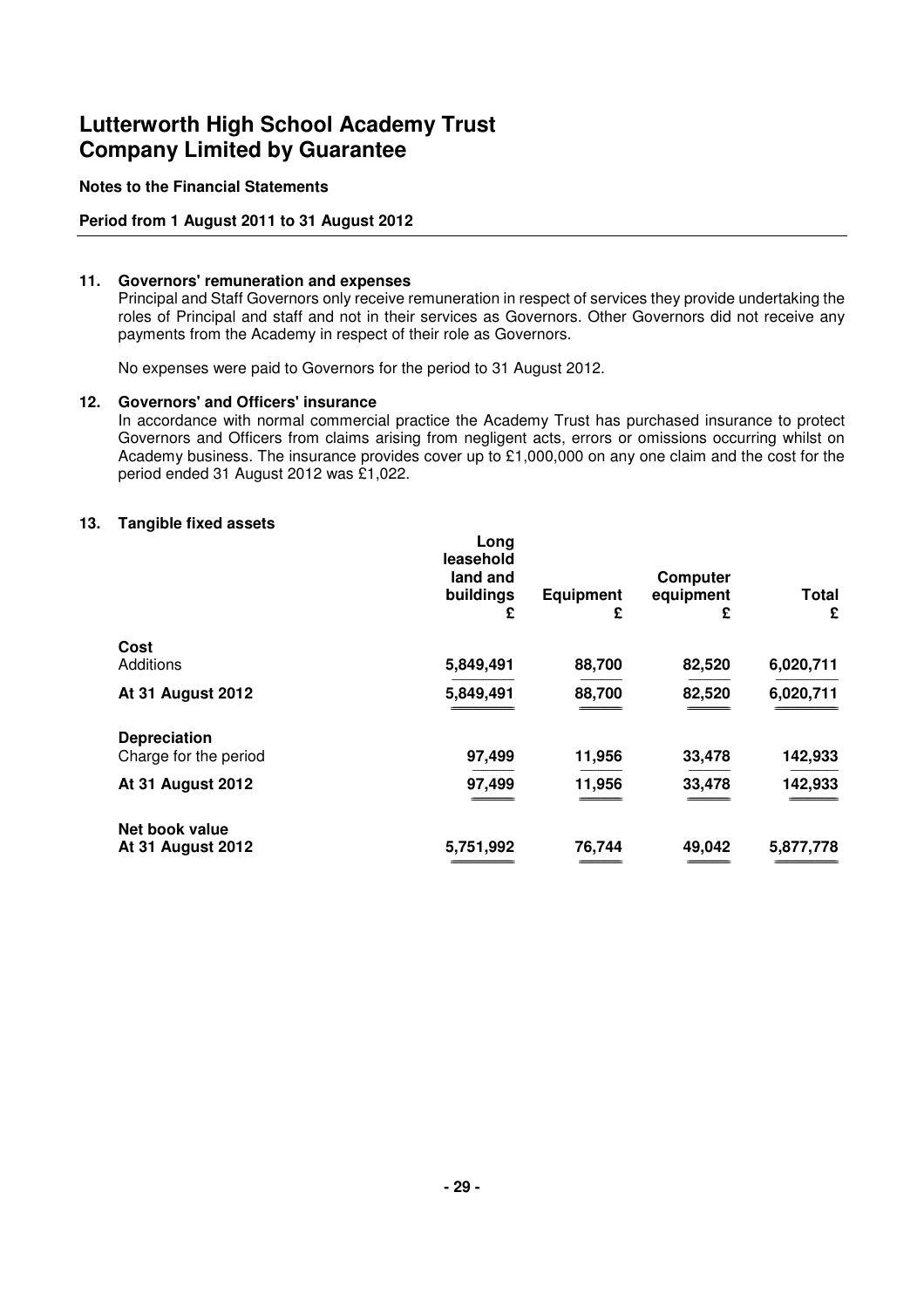# Lutterworth High School Academy Trust
# Company Limited by Guarantee

**Notes to the Financial Statements**

**Period from 1 August 2011 to 31 August 2012**

### 11. Governors' remuneration and expenses

Principal and Staff Governors only receive remuneration in respect of services they provide undertaking the roles of Principal and staff and not in their services as Governors. Other Governors did not receive any payments from the Academy in respect of their role as Governors.

No expenses were paid to Governors for the period to 31 August 2012.

### 12. Governors' and Officers' insurance

In accordance with normal commercial practice the Academy Trust has purchased insurance to protect Governors and Officers from claims arising from negligent acts, errors or omissions occurring whilst on Academy business. The insurance provides cover up to £1,000,000 on any one claim and the cost for the period ended 31 August 2012 was £1,022.

### 13. Tangible fixed assets

| | Long leasehold land and buildings £ | Equipment £ | Computer equipment £ | Total £ |
|---|---|---|---|---|
| **Cost** | | | | |
| Additions | 5,849,491 | 88,700 | 82,520 | 6,020,711 |
| **At 31 August 2012** | 5,849,491 | 88,700 | 82,520 | 6,020,711 |
| **Depreciation** | | | | |
| Charge for the period | 97,499 | 11,956 | 33,478 | 142,933 |
| **At 31 August 2012** | 97,499 | 11,956 | 33,478 | 142,933 |
| **Net book value** | | | | |
| **At 31 August 2012** | 5,751,992 | 76,744 | 49,042 | 5,877,778 |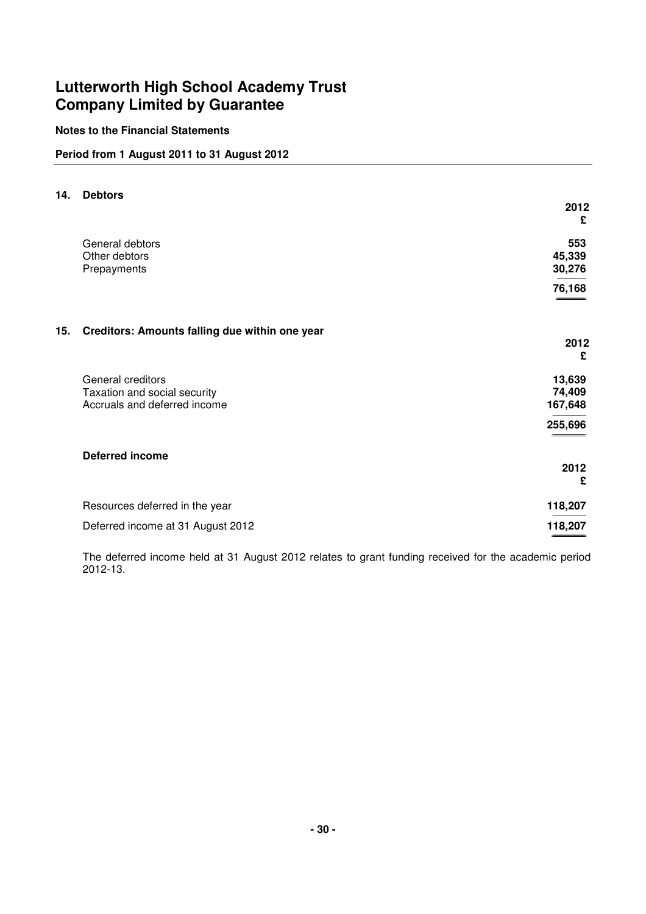# Lutterworth High School Academy Trust
# Company Limited by Guarantee

**Notes to the Financial Statements**

**Period from 1 August 2011 to 31 August 2012**

## 14. Debtors

| | 2012 £ |
|---|---|
| General debtors | 553 |
| Other debtors | 45,339 |
| Prepayments | 30,276 |
| | 76,168 |

## 15. Creditors: Amounts falling due within one year

| | 2012 £ |
|---|---|
| General creditors | 13,639 |
| Taxation and social security | 74,409 |
| Accruals and deferred income | 167,648 |
| | 255,696 |

### Deferred income

| | 2012 £ |
|---|---|
| Resources deferred in the year | 118,207 |
| Deferred income at 31 August 2012 | 118,207 |

The deferred income held at 31 August 2012 relates to grant funding received for the academic period 2012-13.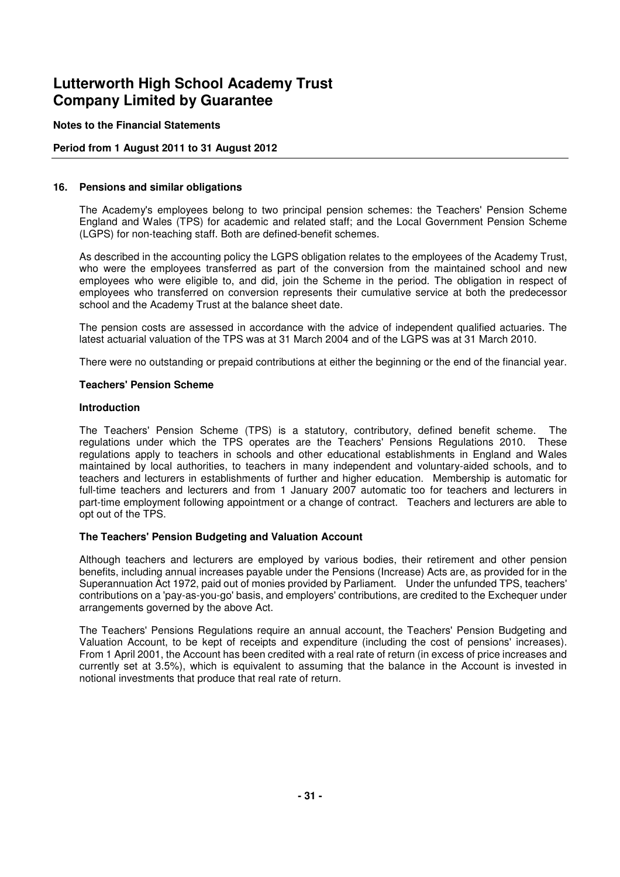# Lutterworth High School Academy Trust Company Limited by Guarantee

**Notes to the Financial Statements**

**Period from 1 August 2011 to 31 August 2012**

## 16. Pensions and similar obligations

The Academy's employees belong to two principal pension schemes: the Teachers' Pension Scheme England and Wales (TPS) for academic and related staff; and the Local Government Pension Scheme (LGPS) for non-teaching staff. Both are defined-benefit schemes.

As described in the accounting policy the LGPS obligation relates to the employees of the Academy Trust, who were the employees transferred as part of the conversion from the maintained school and new employees who were eligible to, and did, join the Scheme in the period. The obligation in respect of employees who transferred on conversion represents their cumulative service at both the predecessor school and the Academy Trust at the balance sheet date.

The pension costs are assessed in accordance with the advice of independent qualified actuaries. The latest actuarial valuation of the TPS was at 31 March 2004 and of the LGPS was at 31 March 2010.

There were no outstanding or prepaid contributions at either the beginning or the end of the financial year.

### Teachers' Pension Scheme

#### Introduction

The Teachers' Pension Scheme (TPS) is a statutory, contributory, defined benefit scheme. The regulations under which the TPS operates are the Teachers' Pensions Regulations 2010. These regulations apply to teachers in schools and other educational establishments in England and Wales maintained by local authorities, to teachers in many independent and voluntary-aided schools, and to teachers and lecturers in establishments of further and higher education. Membership is automatic for full-time teachers and lecturers and from 1 January 2007 automatic too for teachers and lecturers in part-time employment following appointment or a change of contract. Teachers and lecturers are able to opt out of the TPS.

#### The Teachers' Pension Budgeting and Valuation Account

Although teachers and lecturers are employed by various bodies, their retirement and other pension benefits, including annual increases payable under the Pensions (Increase) Acts are, as provided for in the Superannuation Act 1972, paid out of monies provided by Parliament. Under the unfunded TPS, teachers' contributions on a 'pay-as-you-go' basis, and employers' contributions, are credited to the Exchequer under arrangements governed by the above Act.

The Teachers' Pensions Regulations require an annual account, the Teachers' Pension Budgeting and Valuation Account, to be kept of receipts and expenditure (including the cost of pensions' increases). From 1 April 2001, the Account has been credited with a real rate of return (in excess of price increases and currently set at 3.5%), which is equivalent to assuming that the balance in the Account is invested in notional investments that produce that real rate of return.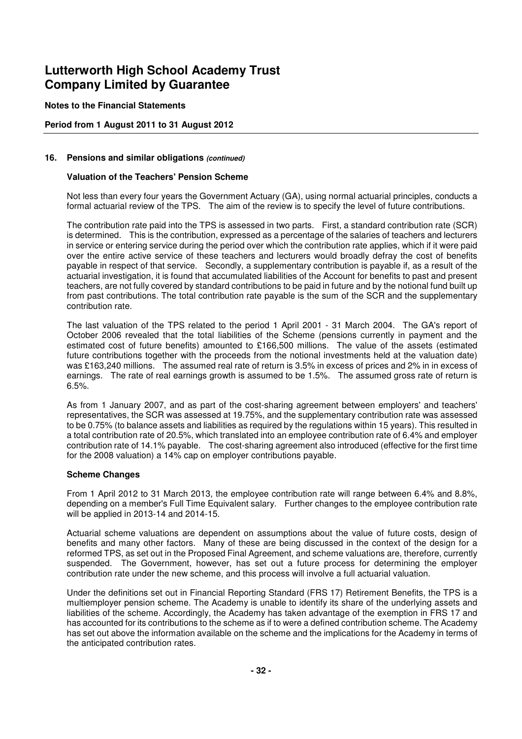# Lutterworth High School Academy Trust
# Company Limited by Guarantee

**Notes to the Financial Statements**

**Period from 1 August 2011 to 31 August 2012**

## 16. Pensions and similar obligations *(continued)*

### Valuation of the Teachers' Pension Scheme

Not less than every four years the Government Actuary (GA), using normal actuarial principles, conducts a formal actuarial review of the TPS. The aim of the review is to specify the level of future contributions.

The contribution rate paid into the TPS is assessed in two parts. First, a standard contribution rate (SCR) is determined. This is the contribution, expressed as a percentage of the salaries of teachers and lecturers in service or entering service during the period over which the contribution rate applies, which if it were paid over the entire active service of these teachers and lecturers would broadly defray the cost of benefits payable in respect of that service. Secondly, a supplementary contribution is payable if, as a result of the actuarial investigation, it is found that accumulated liabilities of the Account for benefits to past and present teachers, are not fully covered by standard contributions to be paid in future and by the notional fund built up from past contributions. The total contribution rate payable is the sum of the SCR and the supplementary contribution rate.

The last valuation of the TPS related to the period 1 April 2001 - 31 March 2004. The GA's report of October 2006 revealed that the total liabilities of the Scheme (pensions currently in payment and the estimated cost of future benefits) amounted to £166,500 millions. The value of the assets (estimated future contributions together with the proceeds from the notional investments held at the valuation date) was £163,240 millions. The assumed real rate of return is 3.5% in excess of prices and 2% in in excess of earnings. The rate of real earnings growth is assumed to be 1.5%. The assumed gross rate of return is 6.5%.

As from 1 January 2007, and as part of the cost-sharing agreement between employers' and teachers' representatives, the SCR was assessed at 19.75%, and the supplementary contribution rate was assessed to be 0.75% (to balance assets and liabilities as required by the regulations within 15 years). This resulted in a total contribution rate of 20.5%, which translated into an employee contribution rate of 6.4% and employer contribution rate of 14.1% payable. The cost-sharing agreement also introduced (effective for the first time for the 2008 valuation) a 14% cap on employer contributions payable.

### Scheme Changes

From 1 April 2012 to 31 March 2013, the employee contribution rate will range between 6.4% and 8.8%, depending on a member's Full Time Equivalent salary. Further changes to the employee contribution rate will be applied in 2013-14 and 2014-15.

Actuarial scheme valuations are dependent on assumptions about the value of future costs, design of benefits and many other factors. Many of these are being discussed in the context of the design for a reformed TPS, as set out in the Proposed Final Agreement, and scheme valuations are, therefore, currently suspended. The Government, however, has set out a future process for determining the employer contribution rate under the new scheme, and this process will involve a full actuarial valuation.

Under the definitions set out in Financial Reporting Standard (FRS 17) Retirement Benefits, the TPS is a multiemployer pension scheme. The Academy is unable to identify its share of the underlying assets and liabilities of the scheme. Accordingly, the Academy has taken advantage of the exemption in FRS 17 and has accounted for its contributions to the scheme as if to were a defined contribution scheme. The Academy has set out above the information available on the scheme and the implications for the Academy in terms of the anticipated contribution rates.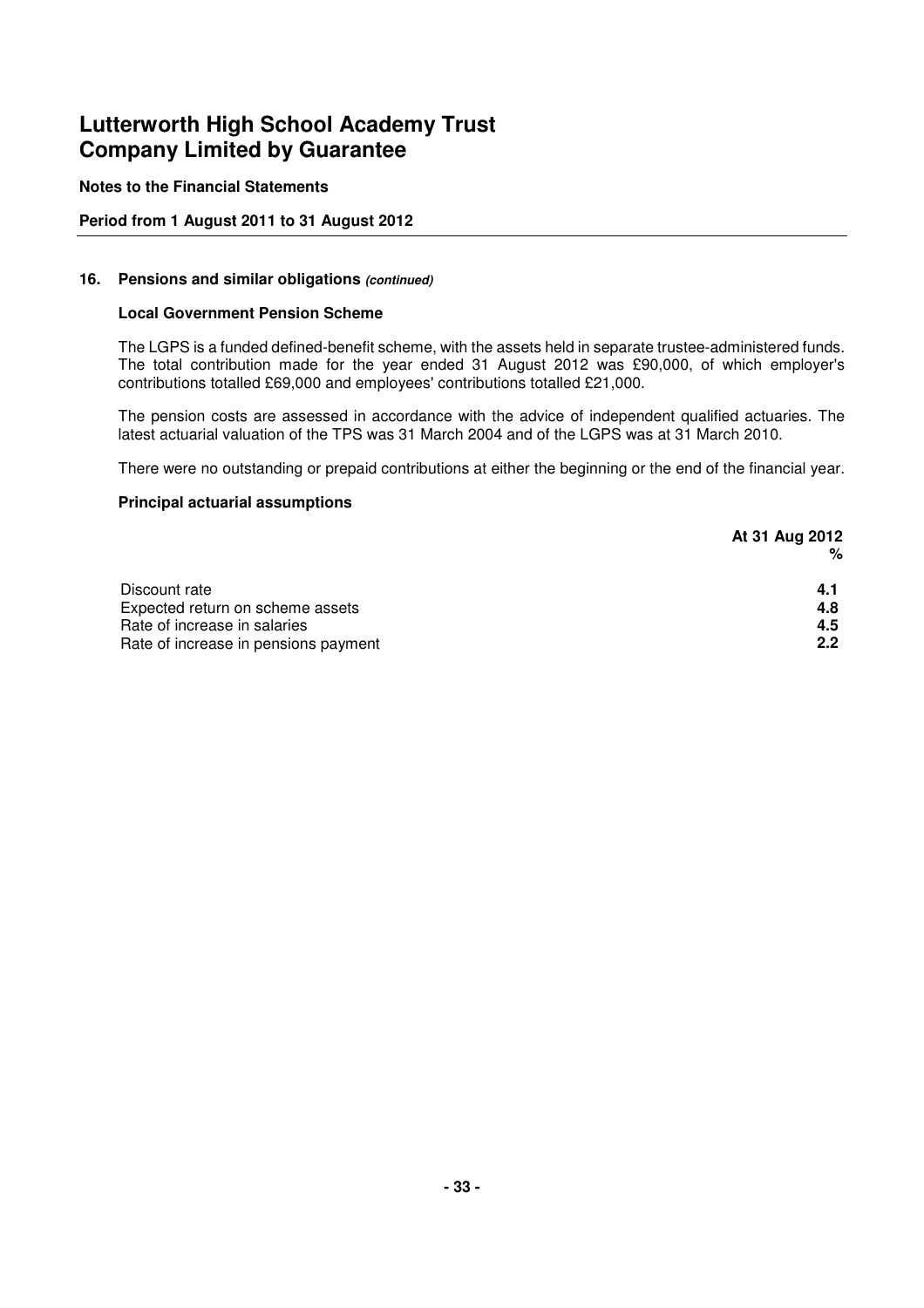# Lutterworth High School Academy Trust
# Company Limited by Guarantee

**Notes to the Financial Statements**

**Period from 1 August 2011 to 31 August 2012**

### 16. Pensions and similar obligations *(continued)*

**Local Government Pension Scheme**

The LGPS is a funded defined-benefit scheme, with the assets held in separate trustee-administered funds. The total contribution made for the year ended 31 August 2012 was £90,000, of which employer's contributions totalled £69,000 and employees' contributions totalled £21,000.

The pension costs are assessed in accordance with the advice of independent qualified actuaries. The latest actuarial valuation of the TPS was 31 March 2004 and of the LGPS was at 31 March 2010.

There were no outstanding or prepaid contributions at either the beginning or the end of the financial year.

**Principal actuarial assumptions**

| | At 31 Aug 2012 % |
|---|---|
| Discount rate | 4.1 |
| Expected return on scheme assets | 4.8 |
| Rate of increase in salaries | 4.5 |
| Rate of increase in pensions payment | 2.2 |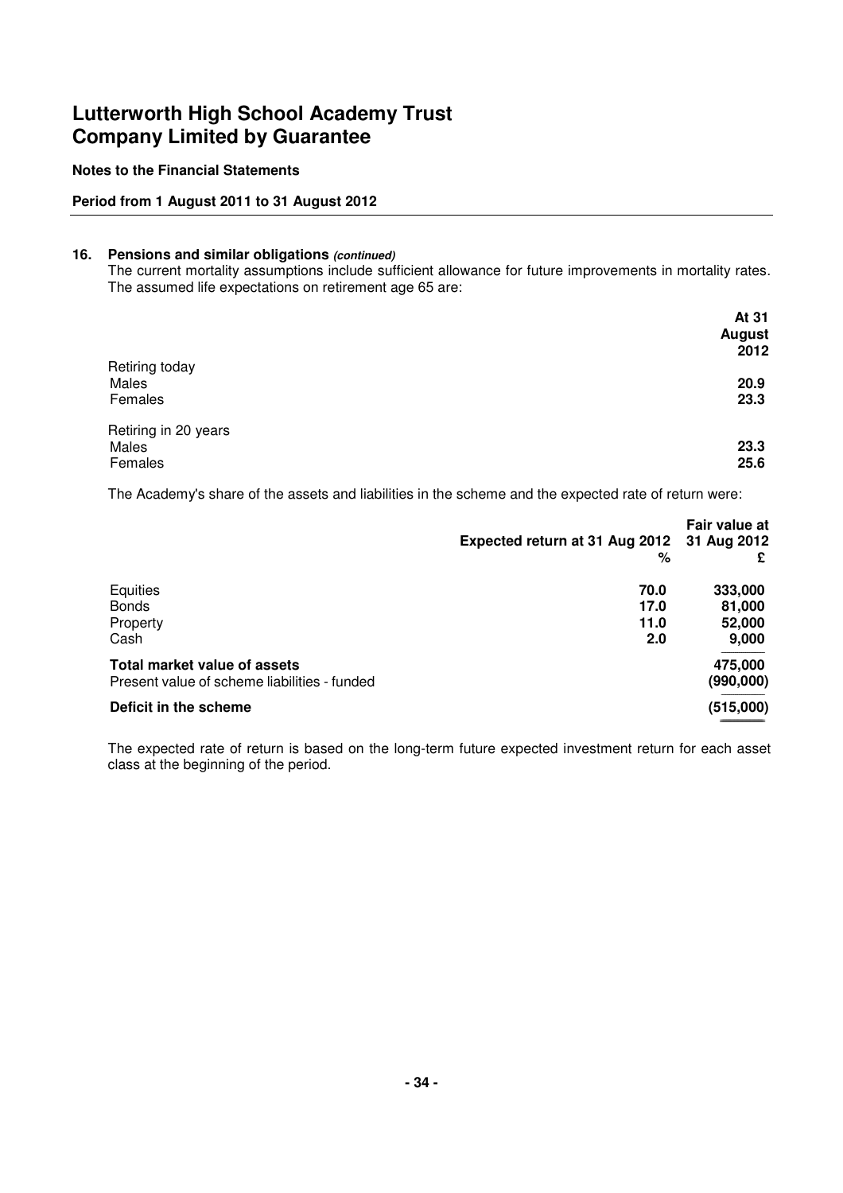# Lutterworth High School Academy Trust
# Company Limited by Guarantee

**Notes to the Financial Statements**

**Period from 1 August 2011 to 31 August 2012**

## 16. Pensions and similar obligations *(continued)*

The current mortality assumptions include sufficient allowance for future improvements in mortality rates. The assumed life expectations on retirement age 65 are:

| | At 31 August 2012 |
|---|---|
| Retiring today | |
| Males | **20.9** |
| Females | **23.3** |
| Retiring in 20 years | |
| Males | **23.3** |
| Females | **25.6** |

The Academy's share of the assets and liabilities in the scheme and the expected rate of return were:

| | Expected return at 31 Aug 2012 % | Fair value at 31 Aug 2012 £ |
|---|---|---|
| Equities | **70.0** | **333,000** |
| Bonds | **17.0** | **81,000** |
| Property | **11.0** | **52,000** |
| Cash | **2.0** | **9,000** |
| **Total market value of assets** | | **475,000** |
| Present value of scheme liabilities - funded | | **(990,000)** |
| **Deficit in the scheme** | | **(515,000)** |

The expected rate of return is based on the long-term future expected investment return for each asset class at the beginning of the period.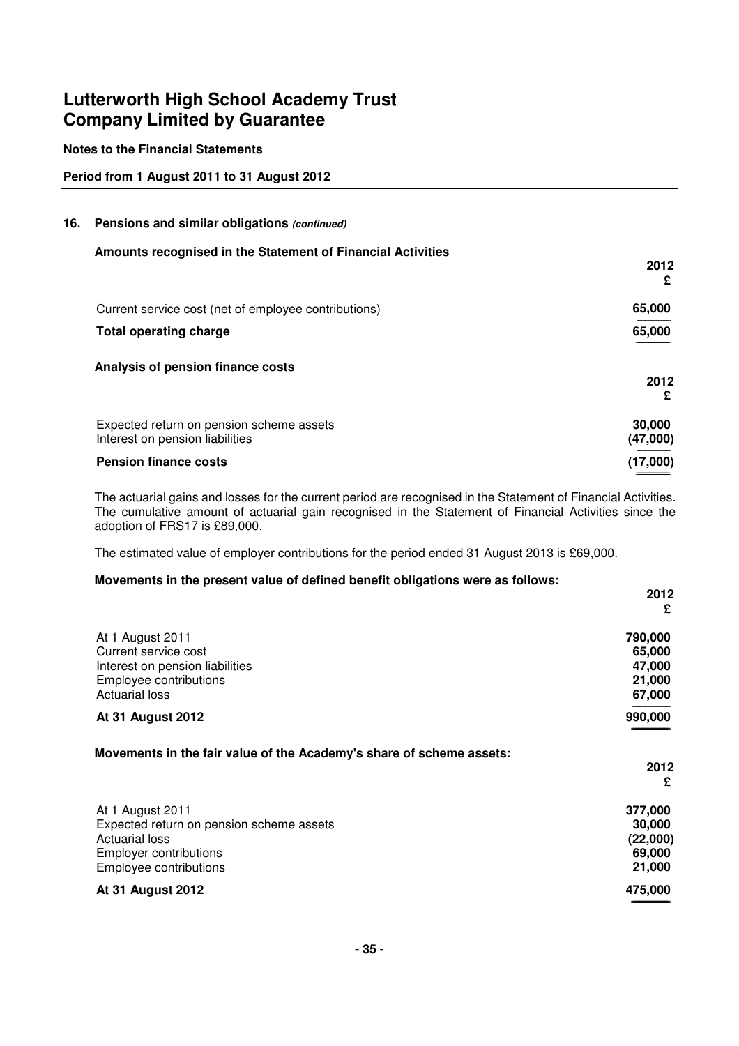# Lutterworth High School Academy Trust
# Company Limited by Guarantee

**Notes to the Financial Statements**

**Period from 1 August 2011 to 31 August 2012**

## 16. Pensions and similar obligations *(continued)*

**Amounts recognised in the Statement of Financial Activities**

| | 2012 £ |
|---|---|
| Current service cost (net of employee contributions) | 65,000 |
| **Total operating charge** | **65,000** |

**Analysis of pension finance costs**

| | 2012 £ |
|---|---|
| Expected return on pension scheme assets | 30,000 |
| Interest on pension liabilities | (47,000) |
| **Pension finance costs** | **(17,000)** |

The actuarial gains and losses for the current period are recognised in the Statement of Financial Activities. The cumulative amount of actuarial gain recognised in the Statement of Financial Activities since the adoption of FRS17 is £89,000.

The estimated value of employer contributions for the period ended 31 August 2013 is £69,000.

**Movements in the present value of defined benefit obligations were as follows:**

| | 2012 £ |
|---|---|
| At 1 August 2011 | 790,000 |
| Current service cost | 65,000 |
| Interest on pension liabilities | 47,000 |
| Employee contributions | 21,000 |
| Actuarial loss | 67,000 |
| **At 31 August 2012** | **990,000** |

**Movements in the fair value of the Academy's share of scheme assets:**

| | 2012 £ |
|---|---|
| At 1 August 2011 | 377,000 |
| Expected return on pension scheme assets | 30,000 |
| Actuarial loss | (22,000) |
| Employer contributions | 69,000 |
| Employee contributions | 21,000 |
| **At 31 August 2012** | **475,000** |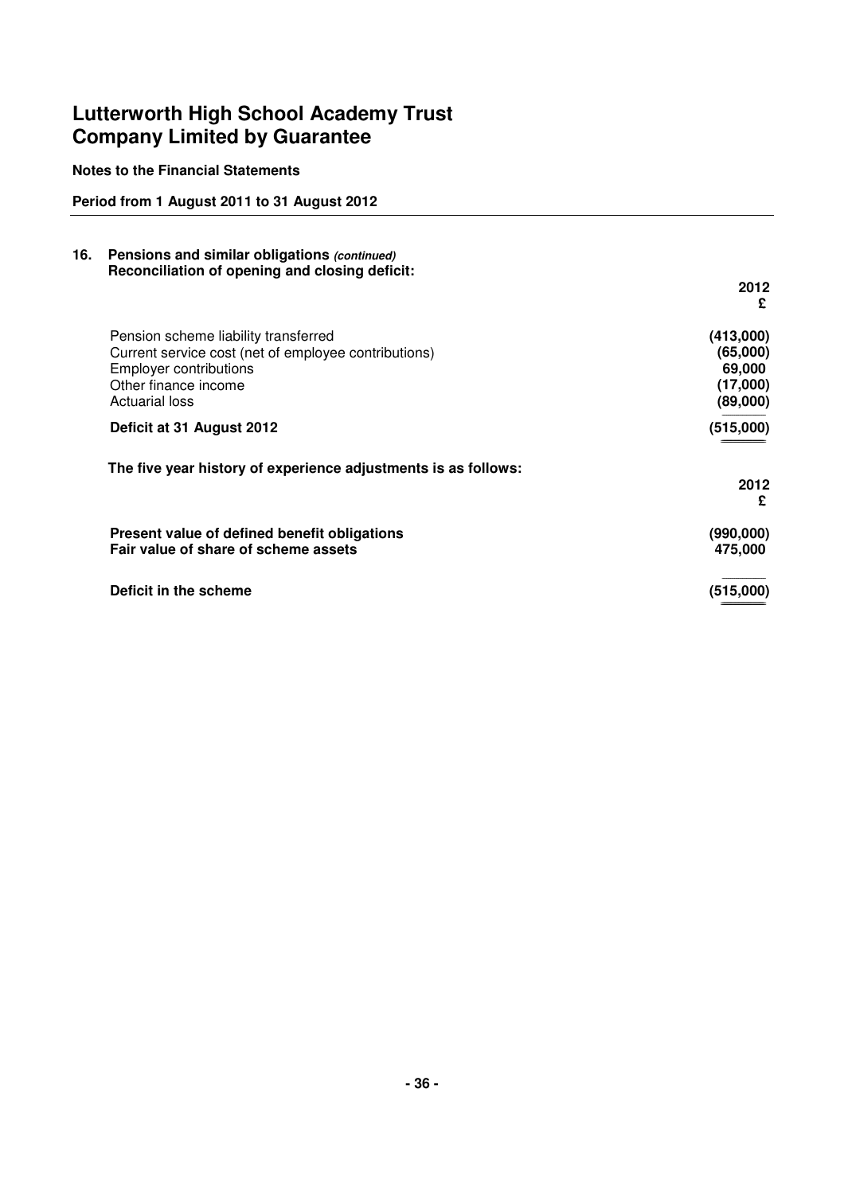# Lutterworth High School Academy Trust
# Company Limited by Guarantee

**Notes to the Financial Statements**

**Period from 1 August 2011 to 31 August 2012**

**16. Pensions and similar obligations *(continued)***

**Reconciliation of opening and closing deficit:**

| | 2012 £ |
|---|---|
| Pension scheme liability transferred | (413,000) |
| Current service cost (net of employee contributions) | (65,000) |
| Employer contributions | 69,000 |
| Other finance income | (17,000) |
| Actuarial loss | (89,000) |
| **Deficit at 31 August 2012** | **(515,000)** |

**The five year history of experience adjustments is as follows:**

| | 2012 £ |
|---|---|
| **Present value of defined benefit obligations** | **(990,000)** |
| **Fair value of share of scheme assets** | **475,000** |
| **Deficit in the scheme** | **(515,000)** |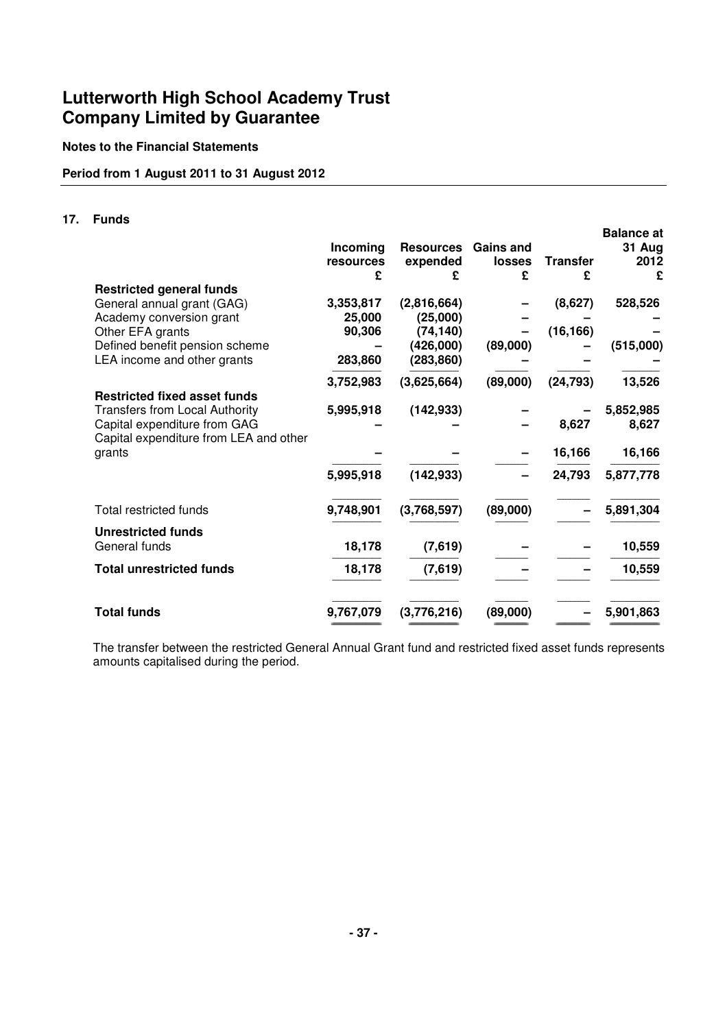# Lutterworth High School Academy Trust Company Limited by Guarantee

**Notes to the Financial Statements**

**Period from 1 August 2011 to 31 August 2012**

## 17. Funds

| | Incoming resources £ | Resources expended £ | Gains and losses £ | Transfer £ | Balance at 31 Aug 2012 £ |
|---|---|---|---|---|---|
| **Restricted general funds** | | | | | |
| General annual grant (GAG) | 3,353,817 | (2,816,664) | – | (8,627) | 528,526 |
| Academy conversion grant | 25,000 | (25,000) | – | – | – |
| Other EFA grants | 90,306 | (74,140) | – | (16,166) | – |
| Defined benefit pension scheme | – | (426,000) | (89,000) | – | (515,000) |
| LEA income and other grants | 283,860 | (283,860) | – | – | – |
| | 3,752,983 | (3,625,664) | (89,000) | (24,793) | 13,526 |
| **Restricted fixed asset funds** | | | | | |
| Transfers from Local Authority | 5,995,918 | (142,933) | – | – | 5,852,985 |
| Capital expenditure from GAG | – | – | – | 8,627 | 8,627 |
| Capital expenditure from LEA and other grants | – | – | – | 16,166 | 16,166 |
| | 5,995,918 | (142,933) | – | 24,793 | 5,877,778 |
| Total restricted funds | 9,748,901 | (3,768,597) | (89,000) | – | 5,891,304 |
| **Unrestricted funds** | | | | | |
| General funds | 18,178 | (7,619) | – | – | 10,559 |
| **Total unrestricted funds** | 18,178 | (7,619) | – | – | 10,559 |
| **Total funds** | 9,767,079 | (3,776,216) | (89,000) | – | 5,901,863 |

The transfer between the restricted General Annual Grant fund and restricted fixed asset funds represents amounts capitalised during the period.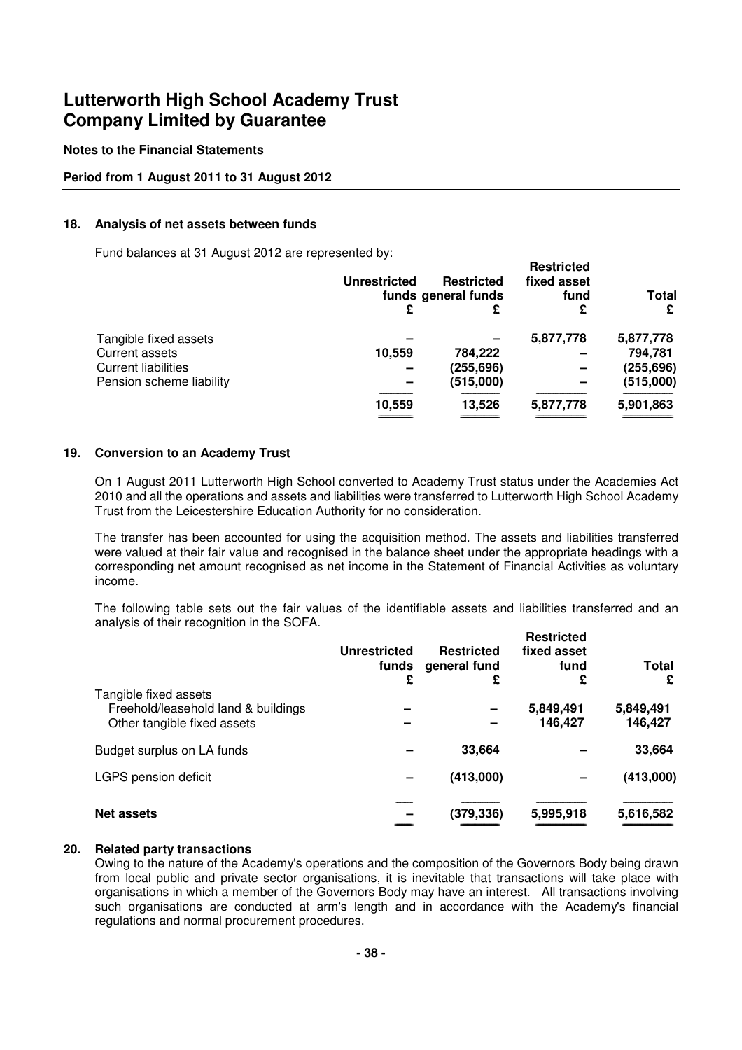# Lutterworth High School Academy Trust
# Company Limited by Guarantee

**Notes to the Financial Statements**

**Period from 1 August 2011 to 31 August 2012**

### 18. Analysis of net assets between funds

Fund balances at 31 August 2012 are represented by:

| | Unrestricted funds £ | Restricted general funds £ | Restricted fixed asset fund £ | Total £ |
|---|---|---|---|---|
| Tangible fixed assets | – | – | 5,877,778 | 5,877,778 |
| Current assets | 10,559 | 784,222 | – | 794,781 |
| Current liabilities | – | (255,696) | – | (255,696) |
| Pension scheme liability | – | (515,000) | – | (515,000) |
| | 10,559 | 13,526 | 5,877,778 | 5,901,863 |

### 19. Conversion to an Academy Trust

On 1 August 2011 Lutterworth High School converted to Academy Trust status under the Academies Act 2010 and all the operations and assets and liabilities were transferred to Lutterworth High School Academy Trust from the Leicestershire Education Authority for no consideration.

The transfer has been accounted for using the acquisition method. The assets and liabilities transferred were valued at their fair value and recognised in the balance sheet under the appropriate headings with a corresponding net amount recognised as net income in the Statement of Financial Activities as voluntary income.

The following table sets out the fair values of the identifiable assets and liabilities transferred and an analysis of their recognition in the SOFA.

| | Unrestricted funds £ | Restricted general fund £ | Restricted fixed asset fund £ | Total £ |
|---|---|---|---|---|
| Tangible fixed assets | | | | |
| Freehold/leasehold land & buildings | – | – | 5,849,491 | 5,849,491 |
| Other tangible fixed assets | – | – | 146,427 | 146,427 |
| Budget surplus on LA funds | – | 33,664 | – | 33,664 |
| LGPS pension deficit | – | (413,000) | – | (413,000) |
| **Net assets** | – | (379,336) | 5,995,918 | 5,616,582 |

### 20. Related party transactions

Owing to the nature of the Academy's operations and the composition of the Governors Body being drawn from local public and private sector organisations, it is inevitable that transactions will take place with organisations in which a member of the Governors Body may have an interest. All transactions involving such organisations are conducted at arm's length and in accordance with the Academy's financial regulations and normal procurement procedures.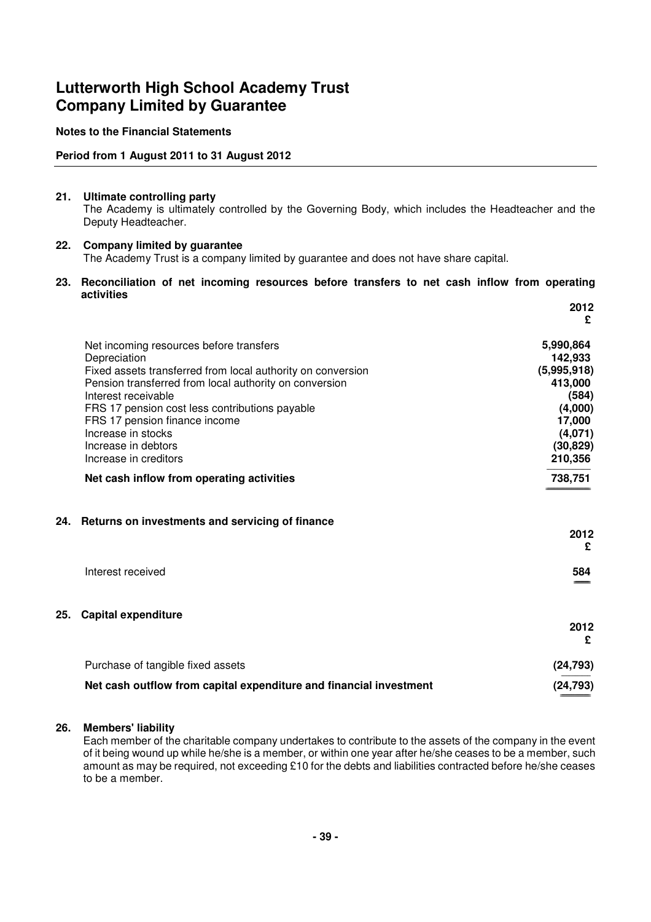# Lutterworth High School Academy Trust
# Company Limited by Guarantee

**Notes to the Financial Statements**

**Period from 1 August 2011 to 31 August 2012**

**21. Ultimate controlling party**

The Academy is ultimately controlled by the Governing Body, which includes the Headteacher and the Deputy Headteacher.

**22. Company limited by guarantee**

The Academy Trust is a company limited by guarantee and does not have share capital.

**23. Reconciliation of net incoming resources before transfers to net cash inflow from operating activities**

| | 2012 £ |
|---|---|
| Net incoming resources before transfers | 5,990,864 |
| Depreciation | 142,933 |
| Fixed assets transferred from local authority on conversion | (5,995,918) |
| Pension transferred from local authority on conversion | 413,000 |
| Interest receivable | (584) |
| FRS 17 pension cost less contributions payable | (4,000) |
| FRS 17 pension finance income | 17,000 |
| Increase in stocks | (4,071) |
| Increase in debtors | (30,829) |
| Increase in creditors | 210,356 |
| **Net cash inflow from operating activities** | **738,751** |

**24. Returns on investments and servicing of finance**

| | 2012 £ |
|---|---|
| Interest received | 584 |

**25. Capital expenditure**

| | 2012 £ |
|---|---|
| Purchase of tangible fixed assets | (24,793) |
| **Net cash outflow from capital expenditure and financial investment** | **(24,793)** |

**26. Members' liability**

Each member of the charitable company undertakes to contribute to the assets of the company in the event of it being wound up while he/she is a member, or within one year after he/she ceases to be a member, such amount as may be required, not exceeding £10 for the debts and liabilities contracted before he/she ceases to be a member.